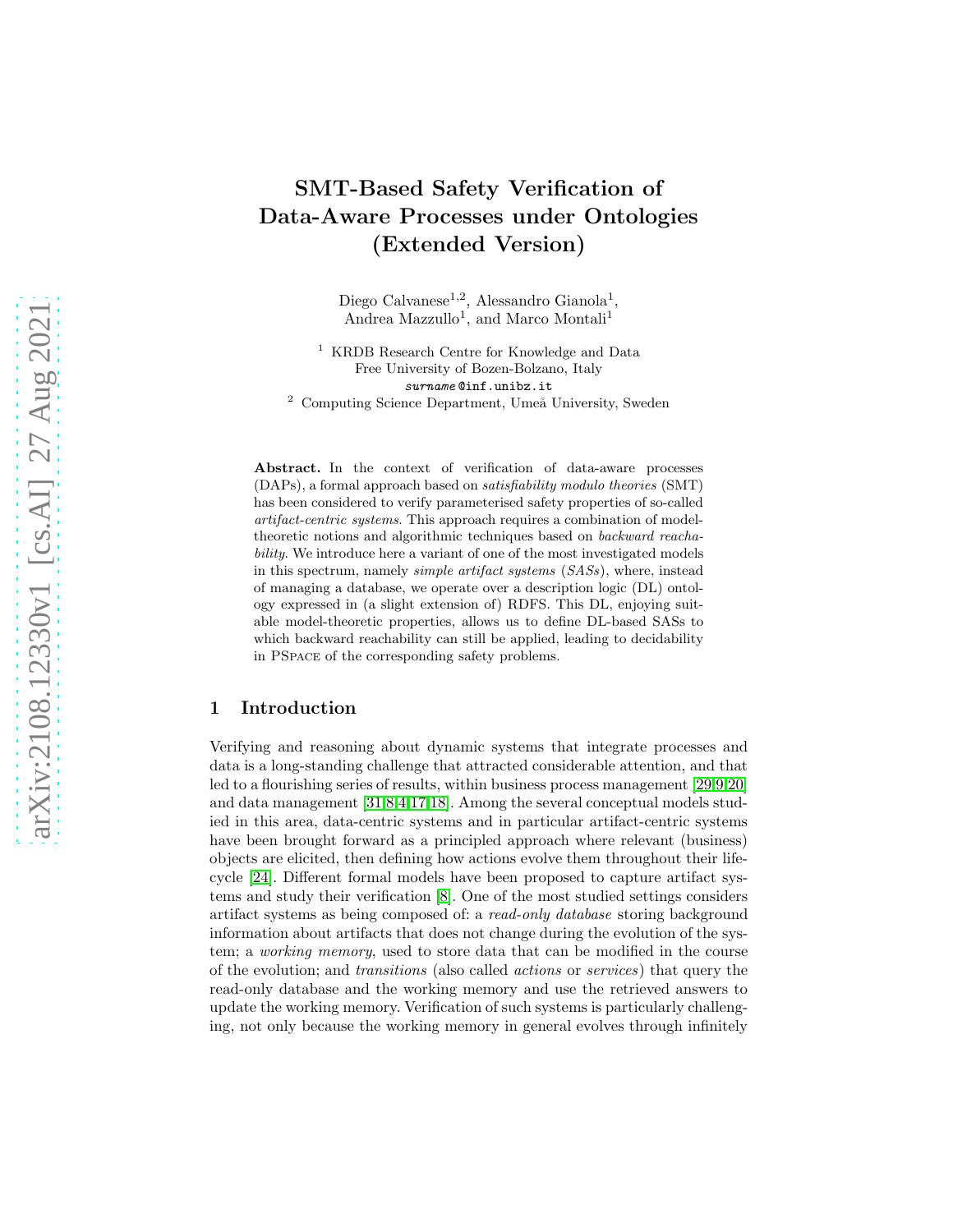# SMT-Based Safety Verification of Data-Aware Processes under Ontologies (Extended Version)

Diego Calvanese[1,2], Alessandro Gianola[1], Andrea Mazzullo[1], and Marco Montali[1]

[1] KRDB Research Centre for Knowledge and Data
Free University of Bozen-Bolzano, Italy
*surname*@inf.unibz.it

[2] Computing Science Department, Umeå University, Sweden

**Abstract.** In the context of verification of data-aware processes (DAPs), a formal approach based on *satisfiability modulo theories* (SMT) has been considered to verify parameterised safety properties of so-called *artifact-centric systems*. This approach requires a combination of model-theoretic notions and algorithmic techniques based on *backward reachability*. We introduce here a variant of one of the most investigated models in this spectrum, namely *simple artifact systems* (*SASs*), where, instead of managing a database, we operate over a description logic (DL) ontology expressed in (a slight extension of) RDFS. This DL, enjoying suitable model-theoretic properties, allows us to define DL-based SASs to which backward reachability can still be applied, leading to decidability in PSpace of the corresponding safety problems.

## 1 Introduction

Verifying and reasoning about dynamic systems that integrate processes and data is a long-standing challenge that attracted considerable attention, and that led to a flourishing series of results, within business process management [29,9,20] and data management [31,8,4,17,18]. Among the several conceptual models studied in this area, data-centric systems and in particular artifact-centric systems have been brought forward as a principled approach where relevant (business) objects are elicited, then defining how actions evolve them throughout their lifecycle [24]. Different formal models have been proposed to capture artifact systems and study their verification [8]. One of the most studied settings considers artifact systems as being composed of: a *read-only database* storing background information about artifacts that does not change during the evolution of the system; a *working memory*, used to store data that can be modified in the course of the evolution; and *transitions* (also called *actions* or *services*) that query the read-only database and the working memory and use the retrieved answers to update the working memory. Verification of such systems is particularly challenging, not only because the working memory in general evolves through infinitely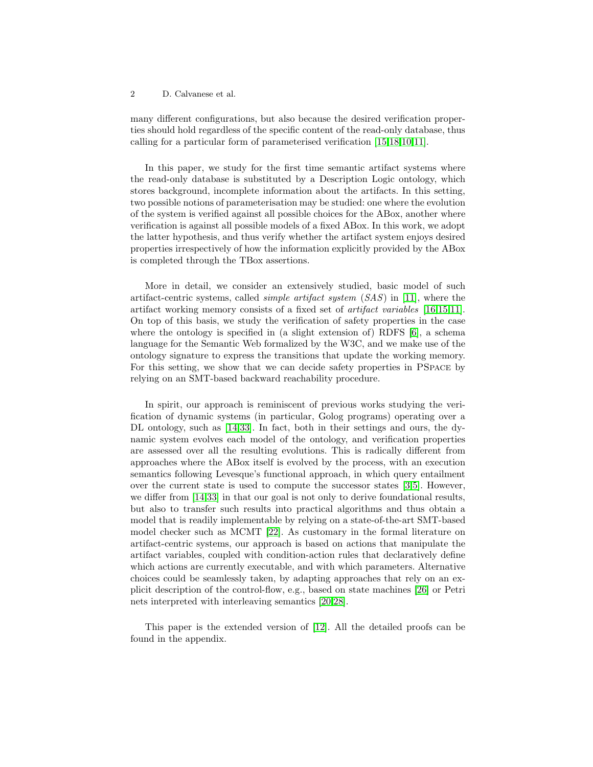many different configurations, but also because the desired verification properties should hold regardless of the specific content of the read-only database, thus calling for a particular form of parameterised verification [15,18,10,11].

In this paper, we study for the first time semantic artifact systems where the read-only database is substituted by a Description Logic ontology, which stores background, incomplete information about the artifacts. In this setting, two possible notions of parameterisation may be studied: one where the evolution of the system is verified against all possible choices for the ABox, another where verification is against all possible models of a fixed ABox. In this work, we adopt the latter hypothesis, and thus verify whether the artifact system enjoys desired properties irrespectively of how the information explicitly provided by the ABox is completed through the TBox assertions.

More in detail, we consider an extensively studied, basic model of such artifact-centric systems, called *simple artifact system* (*SAS*) in [11], where the artifact working memory consists of a fixed set of *artifact variables* [16,15,11]. On top of this basis, we study the verification of safety properties in the case where the ontology is specified in (a slight extension of) RDFS [6], a schema language for the Semantic Web formalized by the W3C, and we make use of the ontology signature to express the transitions that update the working memory. For this setting, we show that we can decide safety properties in PSpace by relying on an SMT-based backward reachability procedure.

In spirit, our approach is reminiscent of previous works studying the verification of dynamic systems (in particular, Golog programs) operating over a DL ontology, such as [14,33]. In fact, both in their settings and ours, the dynamic system evolves each model of the ontology, and verification properties are assessed over all the resulting evolutions. This is radically different from approaches where the ABox itself is evolved by the process, with an execution semantics following Levesque's functional approach, in which query entailment over the current state is used to compute the successor states [3,5]. However, we differ from [14,33] in that our goal is not only to derive foundational results, but also to transfer such results into practical algorithms and thus obtain a model that is readily implementable by relying on a state-of-the-art SMT-based model checker such as MCMT [22]. As customary in the formal literature on artifact-centric systems, our approach is based on actions that manipulate the artifact variables, coupled with condition-action rules that declaratively define which actions are currently executable, and with which parameters. Alternative choices could be seamlessly taken, by adapting approaches that rely on an explicit description of the control-flow, e.g., based on state machines [26] or Petri nets interpreted with interleaving semantics [20,28].

This paper is the extended version of [12]. All the detailed proofs can be found in the appendix.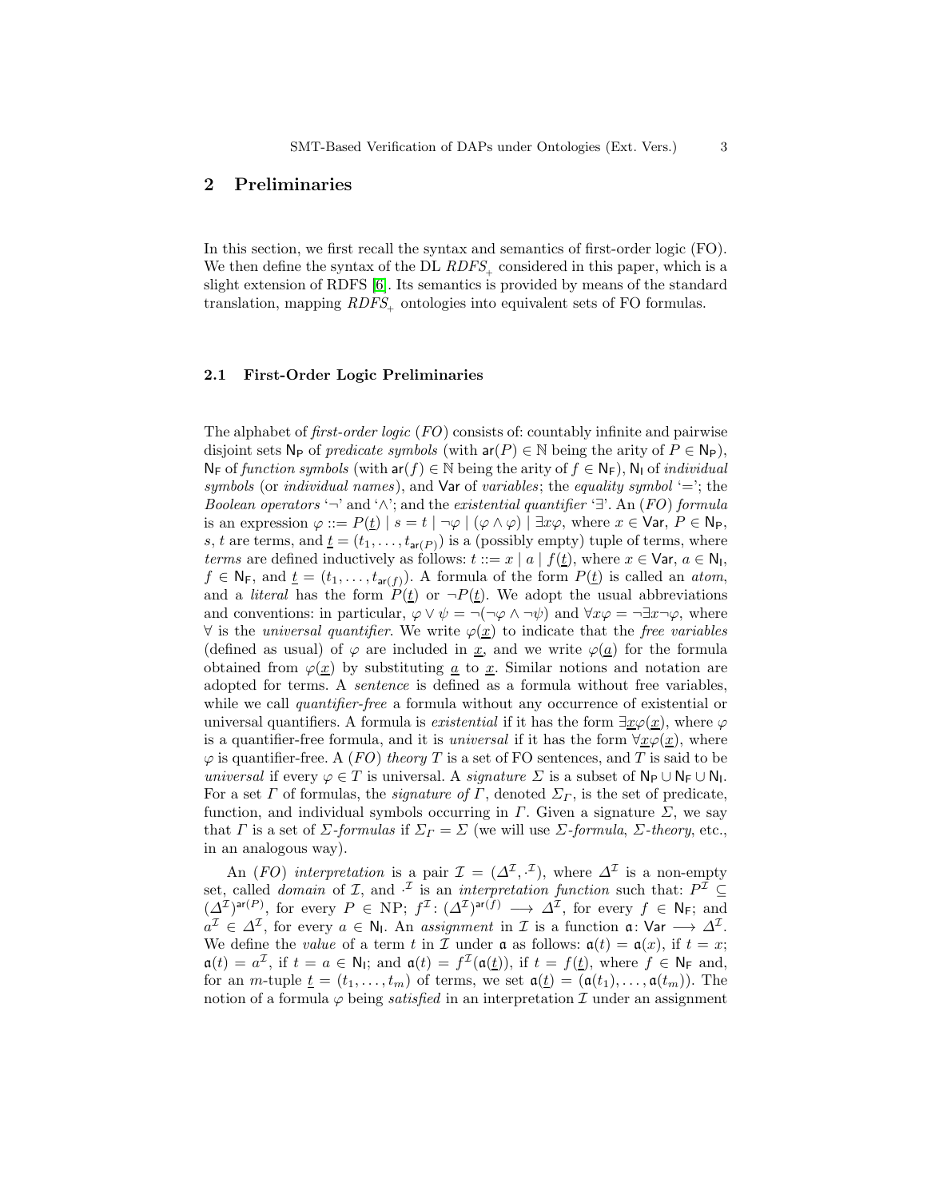## 2 Preliminaries

In this section, we first recall the syntax and semantics of first-order logic (FO). We then define the syntax of the DL $RDFS_+$ considered in this paper, which is a slight extension of RDFS [6]. Its semantics is provided by means of the standard translation, mapping $RDFS_+$ ontologies into equivalent sets of FO formulas.

### 2.1 First-Order Logic Preliminaries

The alphabet of *first-order logic* (*FO*) consists of: countably infinite and pairwise disjoint sets $\mathsf{N_P}$ of *predicate symbols* (with $\mathsf{ar}(P) \in \mathbb{N}$ being the arity of $P \in \mathsf{N_P}$), $\mathsf{N_F}$ of *function symbols* (with $\mathsf{ar}(f) \in \mathbb{N}$ being the arity of $f \in \mathsf{N_F}$), $\mathsf{N_I}$ of *individual symbols* (or *individual names*), and $\mathsf{Var}$ of *variables*; the *equality symbol* '='; the *Boolean operators* '$\neg$' and '$\wedge$'; and the *existential quantifier* '$\exists$'. An (*FO*) *formula* is an expression $\varphi ::= P(\underline{t}) \mid s = t \mid \neg\varphi \mid (\varphi \wedge \varphi) \mid \exists x \varphi$, where $x \in \mathsf{Var}$, $P \in \mathsf{N_P}$, $s, t$ are terms, and $\underline{t} = (t_1, \ldots, t_{\mathsf{ar}(P)})$ is a (possibly empty) tuple of terms, where *terms* are defined inductively as follows: $t ::= x \mid a \mid f(\underline{t})$, where $x \in \mathsf{Var}$, $a \in \mathsf{N_I}$, $f \in \mathsf{N_F}$, and $\underline{t} = (t_1, \ldots, t_{\mathsf{ar}(f)})$. A formula of the form $P(\underline{t})$ is called an *atom*, and a *literal* has the form $P(\underline{t})$ or $\neg P(\underline{t})$. We adopt the usual abbreviations and conventions: in particular, $\varphi \vee \psi = \neg(\neg\varphi \wedge \neg\psi)$ and $\forall x \varphi = \neg \exists x \neg \varphi$, where $\forall$ is the *universal quantifier*. We write $\varphi(\underline{x})$ to indicate that the *free variables* (defined as usual) of $\varphi$ are included in $\underline{x}$, and we write $\varphi(\underline{a})$ for the formula obtained from $\varphi(\underline{x})$ by substituting $\underline{a}$ to $\underline{x}$. Similar notions and notation are adopted for terms. A *sentence* is defined as a formula without free variables, while we call *quantifier-free* a formula without any occurrence of existential or universal quantifiers. A formula is *existential* if it has the form $\exists \underline{x} \varphi(\underline{x})$, where $\varphi$ is a quantifier-free formula, and it is *universal* if it has the form $\forall \underline{x} \varphi(\underline{x})$, where $\varphi$ is quantifier-free. A (*FO*) *theory* $T$ is a set of FO sentences, and $T$ is said to be *universal* if every $\varphi \in T$ is universal. A *signature* $\Sigma$ is a subset of $\mathsf{N_P} \cup \mathsf{N_F} \cup \mathsf{N_I}$. For a set $\Gamma$ of formulas, the *signature of* $\Gamma$, denoted $\Sigma_\Gamma$, is the set of predicate, function, and individual symbols occurring in $\Gamma$. Given a signature $\Sigma$, we say that $\Gamma$ is a set of $\Sigma$-*formulas* if $\Sigma_\Gamma = \Sigma$ (we will use $\Sigma$-*formula*, $\Sigma$-*theory*, etc., in an analogous way).

An (*FO*) *interpretation* is a pair $\mathcal{I} = (\Delta^\mathcal{I}, \cdot^\mathcal{I})$, where $\Delta^\mathcal{I}$ is a non-empty set, called *domain* of $\mathcal{I}$, and $\cdot^\mathcal{I}$ is an *interpretation function* such that: $P^\mathcal{I} \subseteq (\Delta^\mathcal{I})^{\mathsf{ar}(P)}$, for every $P \in$ NP; $f^\mathcal{I} \colon (\Delta^\mathcal{I})^{\mathsf{ar}(f)} \longrightarrow \Delta^\mathcal{I}$, for every $f \in \mathsf{N_F}$; and $a^\mathcal{I} \in \Delta^\mathcal{I}$, for every $a \in \mathsf{N_I}$. An *assignment* in $\mathcal{I}$ is a function $\mathfrak{a} \colon \mathsf{Var} \longrightarrow \Delta^\mathcal{I}$. We define the *value* of a term $t$ in $\mathcal{I}$ under $\mathfrak{a}$ as follows: $\mathfrak{a}(t) = \mathfrak{a}(x)$, if $t = x$; $\mathfrak{a}(t) = a^\mathcal{I}$, if $t = a \in \mathsf{N_I}$; and $\mathfrak{a}(t) = f^\mathcal{I}(\mathfrak{a}(\underline{t}))$, if $t = f(\underline{t})$, where $f \in \mathsf{N_F}$ and, for an $m$-tuple $\underline{t} = (t_1, \ldots, t_m)$ of terms, we set $\mathfrak{a}(\underline{t}) = (\mathfrak{a}(t_1), \ldots, \mathfrak{a}(t_m))$. The notion of a formula $\varphi$ being *satisfied* in an interpretation $\mathcal{I}$ under an assignment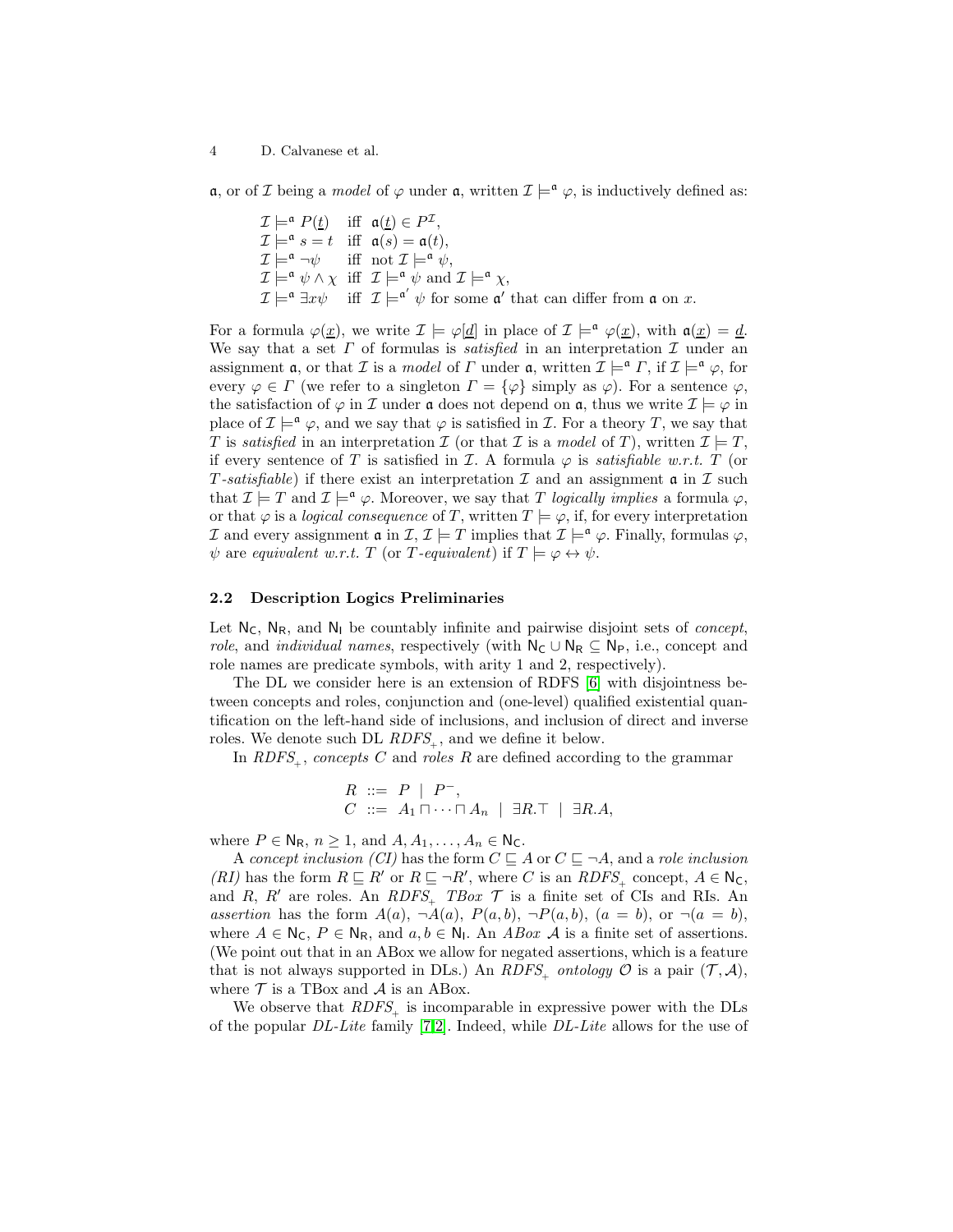$\mathfrak{a}$, or of $\mathcal{I}$ being a *model* of $\varphi$ under $\mathfrak{a}$, written $\mathcal{I} \models^{\mathfrak{a}} \varphi$, is inductively defined as:

$$
\begin{array}{lll}
\mathcal{I} \models^{\mathfrak{a}} P(\underline{t}) & \text{iff} & \mathfrak{a}(\underline{t}) \in P^{\mathcal{I}}, \\
\mathcal{I} \models^{\mathfrak{a}} s = t & \text{iff} & \mathfrak{a}(s) = \mathfrak{a}(t), \\
\mathcal{I} \models^{\mathfrak{a}} \neg\psi & \text{iff} & \text{not } \mathcal{I} \models^{\mathfrak{a}} \psi, \\
\mathcal{I} \models^{\mathfrak{a}} \psi \wedge \chi & \text{iff} & \mathcal{I} \models^{\mathfrak{a}} \psi \text{ and } \mathcal{I} \models^{\mathfrak{a}} \chi, \\
\mathcal{I} \models^{\mathfrak{a}} \exists x \psi & \text{iff} & \mathcal{I} \models^{\mathfrak{a}'} \psi \text{ for some } \mathfrak{a}' \text{ that can differ from } \mathfrak{a} \text{ on } x.
\end{array}
$$

For a formula $\varphi(\underline{x})$, we write $\mathcal{I} \models \varphi[\underline{d}]$ in place of $\mathcal{I} \models^{\mathfrak{a}} \varphi(\underline{x})$, with $\mathfrak{a}(\underline{x}) = \underline{d}$. We say that a set $\Gamma$ of formulas is *satisfied* in an interpretation $\mathcal{I}$ under an assignment $\mathfrak{a}$, or that $\mathcal{I}$ is a *model* of $\Gamma$ under $\mathfrak{a}$, written $\mathcal{I} \models^{\mathfrak{a}} \Gamma$, if $\mathcal{I} \models^{\mathfrak{a}} \varphi$, for every $\varphi \in \Gamma$ (we refer to a singleton $\Gamma = \{\varphi\}$ simply as $\varphi$). For a sentence $\varphi$, the satisfaction of $\varphi$ in $\mathcal{I}$ under $\mathfrak{a}$ does not depend on $\mathfrak{a}$, thus we write $\mathcal{I} \models \varphi$ in place of $\mathcal{I} \models^{\mathfrak{a}} \varphi$, and we say that $\varphi$ is satisfied in $\mathcal{I}$. For a theory $T$, we say that $T$ is *satisfied* in an interpretation $\mathcal{I}$ (or that $\mathcal{I}$ is a *model* of $T$), written $\mathcal{I} \models T$, if every sentence of $T$ is satisfied in $\mathcal{I}$. A formula $\varphi$ is *satisfiable w.r.t.* $T$ (or $T$*-satisfiable*) if there exist an interpretation $\mathcal{I}$ and an assignment $\mathfrak{a}$ in $\mathcal{I}$ such that $\mathcal{I} \models T$ and $\mathcal{I} \models^{\mathfrak{a}} \varphi$. Moreover, we say that $T$ *logically implies* a formula $\varphi$, or that $\varphi$ is a *logical consequence* of $T$, written $T \models \varphi$, if, for every interpretation $\mathcal{I}$ and every assignment $\mathfrak{a}$ in $\mathcal{I}$, $\mathcal{I} \models T$ implies that $\mathcal{I} \models^{\mathfrak{a}} \varphi$. Finally, formulas $\varphi$, $\psi$ are *equivalent w.r.t.* $T$ (or $T$*-equivalent*) if $T \models \varphi \leftrightarrow \psi$.

### 2.2 Description Logics Preliminaries

Let $\mathsf{N_C}$, $\mathsf{N_R}$, and $\mathsf{N_I}$ be countably infinite and pairwise disjoint sets of *concept*, *role*, and *individual names*, respectively (with $\mathsf{N_C} \cup \mathsf{N_R} \subseteq \mathsf{N_P}$, i.e., concept and role names are predicate symbols, with arity 1 and 2, respectively).

The DL we consider here is an extension of RDFS [6] with disjointness between concepts and roles, conjunction and (one-level) qualified existential quantification on the left-hand side of inclusions, and inclusion of direct and inverse roles. We denote such DL $RDFS_+$, and we define it below.

In $RDFS_+$, *concepts* $C$ and *roles* $R$ are defined according to the grammar

$$
\begin{array}{lcl}
R & ::= & P \;\mid\; P^-, \\
C & ::= & A_1 \sqcap \cdots \sqcap A_n \;\mid\; \exists R.\top \;\mid\; \exists R.A,
\end{array}
$$

where $P \in \mathsf{N_R}$, $n \geq 1$, and $A, A_1, \ldots, A_n \in \mathsf{N_C}$.

A *concept inclusion (CI)* has the form $C \sqsubseteq A$ or $C \sqsubseteq \neg A$, and a *role inclusion (RI)* has the form $R \sqsubseteq R'$ or $R \sqsubseteq \neg R'$, where $C$ is an $RDFS_+$ concept, $A \in \mathsf{N_C}$, and $R$, $R'$ are roles. An $RDFS_+$ *TBox* $\mathcal{T}$ is a finite set of CIs and RIs. An *assertion* has the form $A(a)$, $\neg A(a)$, $P(a,b)$, $\neg P(a,b)$, $(a = b)$, or $\neg(a = b)$, where $A \in \mathsf{N_C}$, $P \in \mathsf{N_R}$, and $a, b \in \mathsf{N_I}$. An *ABox* $\mathcal{A}$ is a finite set of assertions. (We point out that in an ABox we allow for negated assertions, which is a feature that is not always supported in DLs.) An $RDFS_+$ *ontology* $\mathcal{O}$ is a pair $(\mathcal{T}, \mathcal{A})$, where $\mathcal{T}$ is a TBox and $\mathcal{A}$ is an ABox.

We observe that $RDFS_+$ is incomparable in expressive power with the DLs of the popular *DL-Lite* family [7,2]. Indeed, while *DL-Lite* allows for the use of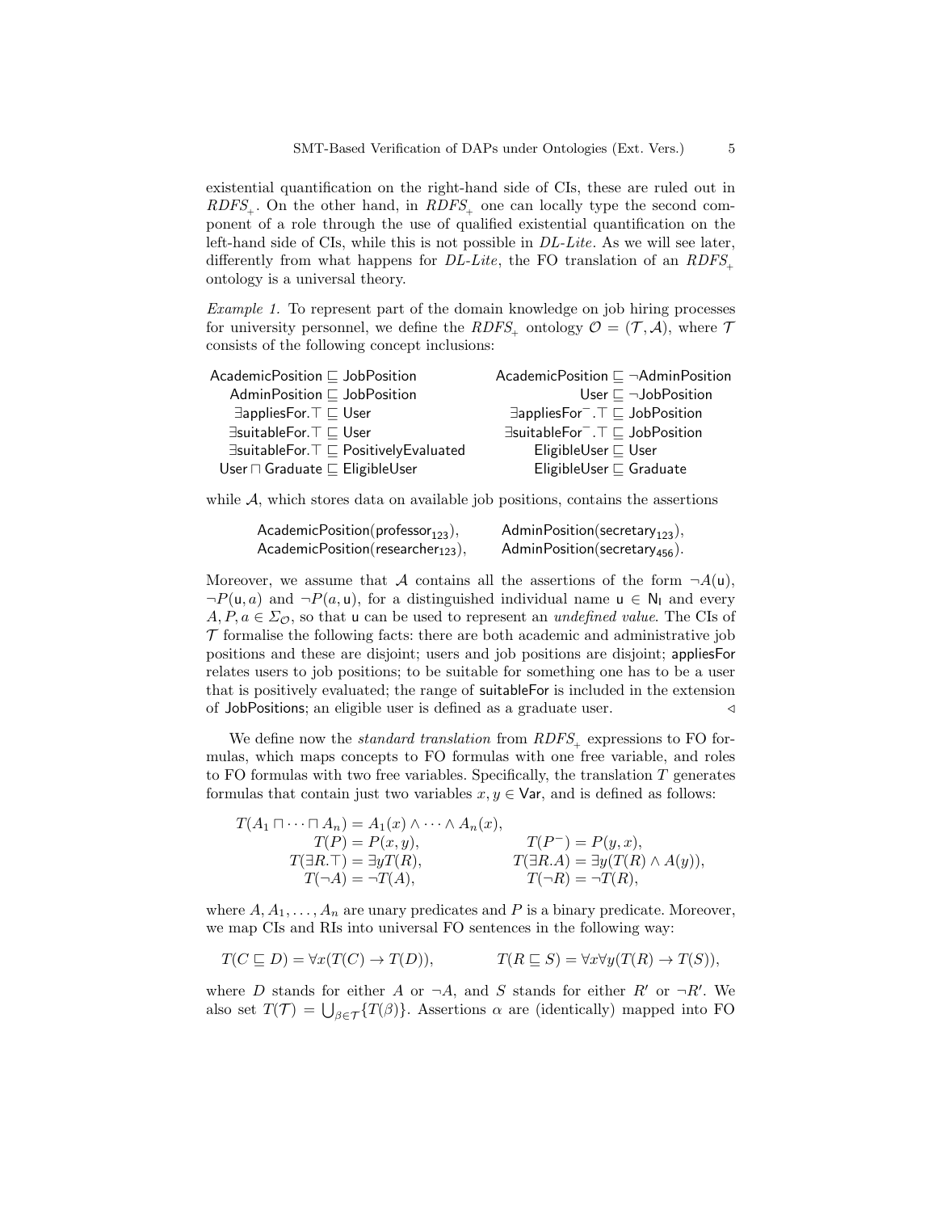existential quantification on the right-hand side of CIs, these are ruled out in $RDFS_+$. On the other hand, in $RDFS_+$ one can locally type the second component of a role through the use of qualified existential quantification on the left-hand side of CIs, while this is not possible in *DL-Lite*. As we will see later, differently from what happens for *DL-Lite*, the FO translation of an $RDFS_+$ ontology is a universal theory.

*Example 1.* To represent part of the domain knowledge on job hiring processes for university personnel, we define the $RDFS_+$ ontology $\mathcal{O} = (\mathcal{T}, \mathcal{A})$, where $\mathcal{T}$ consists of the following concept inclusions:

$$
\begin{array}{rlrl}
\mathsf{AcademicPosition} \sqsubseteq \mathsf{JobPosition} & & \mathsf{AcademicPosition} \sqsubseteq \neg\mathsf{AdminPosition} \\
\mathsf{AdminPosition} \sqsubseteq \mathsf{JobPosition} & & \mathsf{User} \sqsubseteq \neg\mathsf{JobPosition} \\
\exists\mathsf{appliesFor}.\top \sqsubseteq \mathsf{User} & & \exists\mathsf{appliesFor}^-.\top \sqsubseteq \mathsf{JobPosition} \\
\exists\mathsf{suitableFor}.\top \sqsubseteq \mathsf{User} & & \exists\mathsf{suitableFor}^-.\top \sqsubseteq \mathsf{JobPosition} \\
\exists\mathsf{suitableFor}.\top \sqsubseteq \mathsf{PositivelyEvaluated} & & \mathsf{EligibleUser} \sqsubseteq \mathsf{User} \\
\mathsf{User} \sqcap \mathsf{Graduate} \sqsubseteq \mathsf{EligibleUser} & & \mathsf{EligibleUser} \sqsubseteq \mathsf{Graduate}
\end{array}
$$

while $\mathcal{A}$, which stores data on available job positions, contains the assertions

$$
\begin{array}{ll}
\mathsf{AcademicPosition}(\mathsf{professor}_{123}), & \mathsf{AdminPosition}(\mathsf{secretary}_{123}), \\
\mathsf{AcademicPosition}(\mathsf{researcher}_{123}), & \mathsf{AdminPosition}(\mathsf{secretary}_{456}).
\end{array}
$$

Moreover, we assume that $\mathcal{A}$ contains all the assertions of the form $\neg A(\mathsf{u})$, $\neg P(\mathsf{u}, a)$ and $\neg P(a, \mathsf{u})$, for a distinguished individual name $\mathsf{u} \in \mathsf{N_I}$ and every $A, P, a \in \Sigma_{\mathcal{O}}$, so that $\mathsf{u}$ can be used to represent an *undefined value*. The CIs of $\mathcal{T}$ formalise the following facts: there are both academic and administrative job positions and these are disjoint; users and job positions are disjoint; appliesFor relates users to job positions; to be suitable for something one has to be a user that is positively evaluated; the range of suitableFor is included in the extension of JobPositions; an eligible user is defined as a graduate user. $\triangleleft$

We define now the *standard translation* from $RDFS_+$ expressions to FO formulas, which maps concepts to FO formulas with one free variable, and roles to FO formulas with two free variables. Specifically, the translation $T$ generates formulas that contain just two variables $x, y \in \mathsf{Var}$, and is defined as follows:

$$
\begin{array}{rlrl}
T(A_1 \sqcap \cdots \sqcap A_n) &= A_1(x) \wedge \cdots \wedge A_n(x), & & \\
T(P) &= P(x, y), & T(P^-) &= P(y, x), \\
T(\exists R.\top) &= \exists y T(R), & T(\exists R.A) &= \exists y (T(R) \wedge A(y)), \\
T(\neg A) &= \neg T(A), & T(\neg R) &= \neg T(R),
\end{array}
$$

where $A, A_1, \ldots, A_n$ are unary predicates and $P$ is a binary predicate. Moreover, we map CIs and RIs into universal FO sentences in the following way:

$$
T(C \sqsubseteq D) = \forall x (T(C) \rightarrow T(D)), \qquad T(R \sqsubseteq S) = \forall x \forall y (T(R) \rightarrow T(S)),
$$

where $D$ stands for either $A$ or $\neg A$, and $S$ stands for either $R'$ or $\neg R'$. We also set $T(\mathcal{T}) = \bigcup_{\beta \in \mathcal{T}} \{T(\beta)\}$. Assertions $\alpha$ are (identically) mapped into FO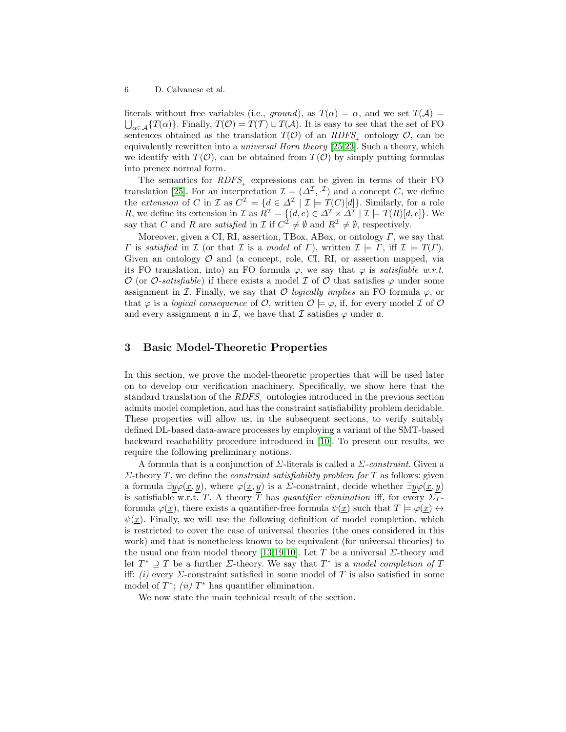literals without free variables (i.e., *ground*), as $T(\alpha) = \alpha$, and we set $T(\mathcal{A}) = \bigcup_{\alpha \in \mathcal{A}}\{T(\alpha)\}$. Finally, $T(\mathcal{O}) = T(\mathcal{T}) \cup T(\mathcal{A})$. It is easy to see that the set of FO sentences obtained as the translation $T(\mathcal{O})$ of an $\mathit{RDFS}_+$ ontology $\mathcal{O}$, can be equivalently rewritten into a *universal Horn theory* [25,23]. Such a theory, which we identify with $T(\mathcal{O})$, can be obtained from $T(\mathcal{O})$ by simply putting formulas into prenex normal form.

The semantics for $\mathit{RDFS}_+$ expressions can be given in terms of their FO translation [25]. For an interpretation $\mathcal{I} = (\Delta^{\mathcal{I}}, \cdot^{\mathcal{I}})$ and a concept $C$, we define the *extension* of $C$ in $\mathcal{I}$ as $C^{\mathcal{I}} = \{d \in \Delta^{\mathcal{I}} \mid \mathcal{I} \models T(C)[d]\}$. Similarly, for a role $R$, we define its extension in $\mathcal{I}$ as $R^{\mathcal{I}} = \{(d, e) \in \Delta^{\mathcal{I}} \times \Delta^{\mathcal{I}} \mid \mathcal{I} \models T(R)[d, e]\}$. We say that $C$ and $R$ are *satisfied* in $\mathcal{I}$ if $C^{\mathcal{I}} \neq \emptyset$ and $R^{\mathcal{I}} \neq \emptyset$, respectively.

Moreover, given a CI, RI, assertion, TBox, ABox, or ontology $\Gamma$, we say that $\Gamma$ is *satisfied* in $\mathcal{I}$ (or that $\mathcal{I}$ is a *model* of $\Gamma$), written $\mathcal{I} \models \Gamma$, iff $\mathcal{I} \models T(\Gamma)$. Given an ontology $\mathcal{O}$ and (a concept, role, CI, RI, or assertion mapped, via its FO translation, into) an FO formula $\varphi$, we say that $\varphi$ is *satisfiable w.r.t.* $\mathcal{O}$ (or $\mathcal{O}$*-satisfiable*) if there exists a model $\mathcal{I}$ of $\mathcal{O}$ that satisfies $\varphi$ under some assignment in $\mathcal{I}$. Finally, we say that $\mathcal{O}$ *logically implies* an FO formula $\varphi$, or that $\varphi$ is a *logical consequence* of $\mathcal{O}$, written $\mathcal{O} \models \varphi$, if, for every model $\mathcal{I}$ of $\mathcal{O}$ and every assignment $\mathfrak{a}$ in $\mathcal{I}$, we have that $\mathcal{I}$ satisfies $\varphi$ under $\mathfrak{a}$.

## 3 Basic Model-Theoretic Properties

In this section, we prove the model-theoretic properties that will be used later on to develop our verification machinery. Specifically, we show here that the standard translation of the $\mathit{RDFS}_+$ ontologies introduced in the previous section admits model completion, and has the constraint satisfiability problem decidable. These properties will allow us, in the subsequent sections, to verify suitably defined DL-based data-aware processes by employing a variant of the SMT-based backward reachability procedure introduced in [10]. To present our results, we require the following preliminary notions.

A formula that is a conjunction of $\Sigma$-literals is called a $\Sigma$*-constraint*. Given a $\Sigma$-theory $T$, we define the *constraint satisfiability problem for* $T$ as follows: given a formula $\exists \underline{y} \varphi(\underline{x}, \underline{y})$, where $\varphi(\underline{x}, \underline{y})$ is a $\Sigma$-constraint, decide whether $\exists \underline{y} \varphi(\underline{x}, \underline{y})$ is satisfiable w.r.t. $T$. A theory $T$ has *quantifier elimination* iff, for every $\Sigma_T$-formula $\varphi(\underline{x})$, there exists a quantifier-free formula $\psi(\underline{x})$ such that $T \models \varphi(\underline{x}) \leftrightarrow \psi(\underline{x})$. Finally, we will use the following definition of model completion, which is restricted to cover the case of universal theories (the ones considered in this work) and that is nonetheless known to be equivalent (for universal theories) to the usual one from model theory [13,19,10]. Let $T$ be a universal $\Sigma$-theory and let $T^* \supseteq T$ be a further $\Sigma$-theory. We say that $T^*$ is a *model completion of* $T$ iff: *(i)* every $\Sigma$-constraint satisfied in some model of $T$ is also satisfied in some model of $T^*$; *(ii)* $T^*$ has quantifier elimination.

We now state the main technical result of the section.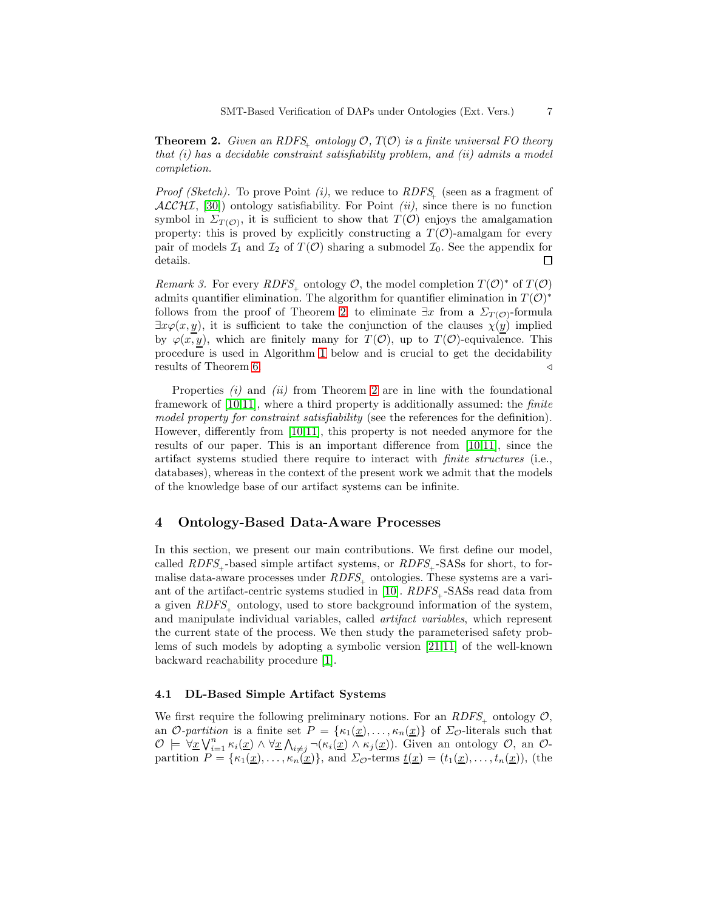**Theorem 2.** *Given an $RDFS_+$ ontology $\mathcal{O}$, $T(\mathcal{O})$ is a finite universal FO theory that (i) has a decidable constraint satisfiability problem, and (ii) admits a model completion.*

*Proof (Sketch).* To prove Point *(i)*, we reduce to $RDFS_+$ (seen as a fragment of $\mathcal{ALCHI}$, [30]) ontology satisfiability. For Point *(ii)*, since there is no function symbol in $\Sigma_{T(\mathcal{O})}$, it is sufficient to show that $T(\mathcal{O})$ enjoys the amalgamation property: this is proved by explicitly constructing a $T(\mathcal{O})$-amalgam for every pair of models $\mathcal{I}_1$ and $\mathcal{I}_2$ of $T(\mathcal{O})$ sharing a submodel $\mathcal{I}_0$. See the appendix for details. □

*Remark 3.* For every $RDFS_+$ ontology $\mathcal{O}$, the model completion $T(\mathcal{O})^*$ of $T(\mathcal{O})$ admits quantifier elimination. The algorithm for quantifier elimination in $T(\mathcal{O})^*$ follows from the proof of Theorem 2: to eliminate $\exists x$ from a $\Sigma_{T(\mathcal{O})}$-formula $\exists x \varphi(x, \underline{y})$, it is sufficient to take the conjunction of the clauses $\chi(\underline{y})$ implied by $\varphi(x, \underline{y})$, which are finitely many for $T(\mathcal{O})$, up to $T(\mathcal{O})$-equivalence. This procedure is used in Algorithm 1 below and is crucial to get the decidability results of Theorem 6. ◁

Properties *(i)* and *(ii)* from Theorem 2 are in line with the foundational framework of [10,11], where a third property is additionally assumed: the *finite model property for constraint satisfiability* (see the references for the definition). However, differently from [10,11], this property is not needed anymore for the results of our paper. This is an important difference from [10,11], since the artifact systems studied there require to interact with *finite structures* (i.e., databases), whereas in the context of the present work we admit that the models of the knowledge base of our artifact systems can be infinite.

## 4 Ontology-Based Data-Aware Processes

In this section, we present our main contributions. We first define our model, called $RDFS_+$-based simple artifact systems, or $RDFS_+$-SASs for short, to formalise data-aware processes under $RDFS_+$ ontologies. These systems are a variant of the artifact-centric systems studied in [10]. $RDFS_+$-SASs read data from a given $RDFS_+$ ontology, used to store background information of the system, and manipulate individual variables, called *artifact variables*, which represent the current state of the process. We then study the parameterised safety problems of such models by adopting a symbolic version [21,11] of the well-known backward reachability procedure [1].

### 4.1 DL-Based Simple Artifact Systems

We first require the following preliminary notions. For an $RDFS_+$ ontology $\mathcal{O}$, an $\mathcal{O}$*-partition* is a finite set $P = \{\kappa_1(\underline{x}), \ldots, \kappa_n(\underline{x})\}$ of $\Sigma_{\mathcal{O}}$-literals such that $\mathcal{O} \models \forall \underline{x} \bigvee_{i=1}^{n} \kappa_i(\underline{x}) \wedge \forall \underline{x} \bigwedge_{i \neq j} \neg(\kappa_i(\underline{x}) \wedge \kappa_j(\underline{x}))$. Given an ontology $\mathcal{O}$, an $\mathcal{O}$-partition $P = \{\kappa_1(\underline{x}), \ldots, \kappa_n(\underline{x})\}$, and $\Sigma_{\mathcal{O}}$-terms $\underline{t}(\underline{x}) = (t_1(\underline{x}), \ldots, t_n(\underline{x}))$, (the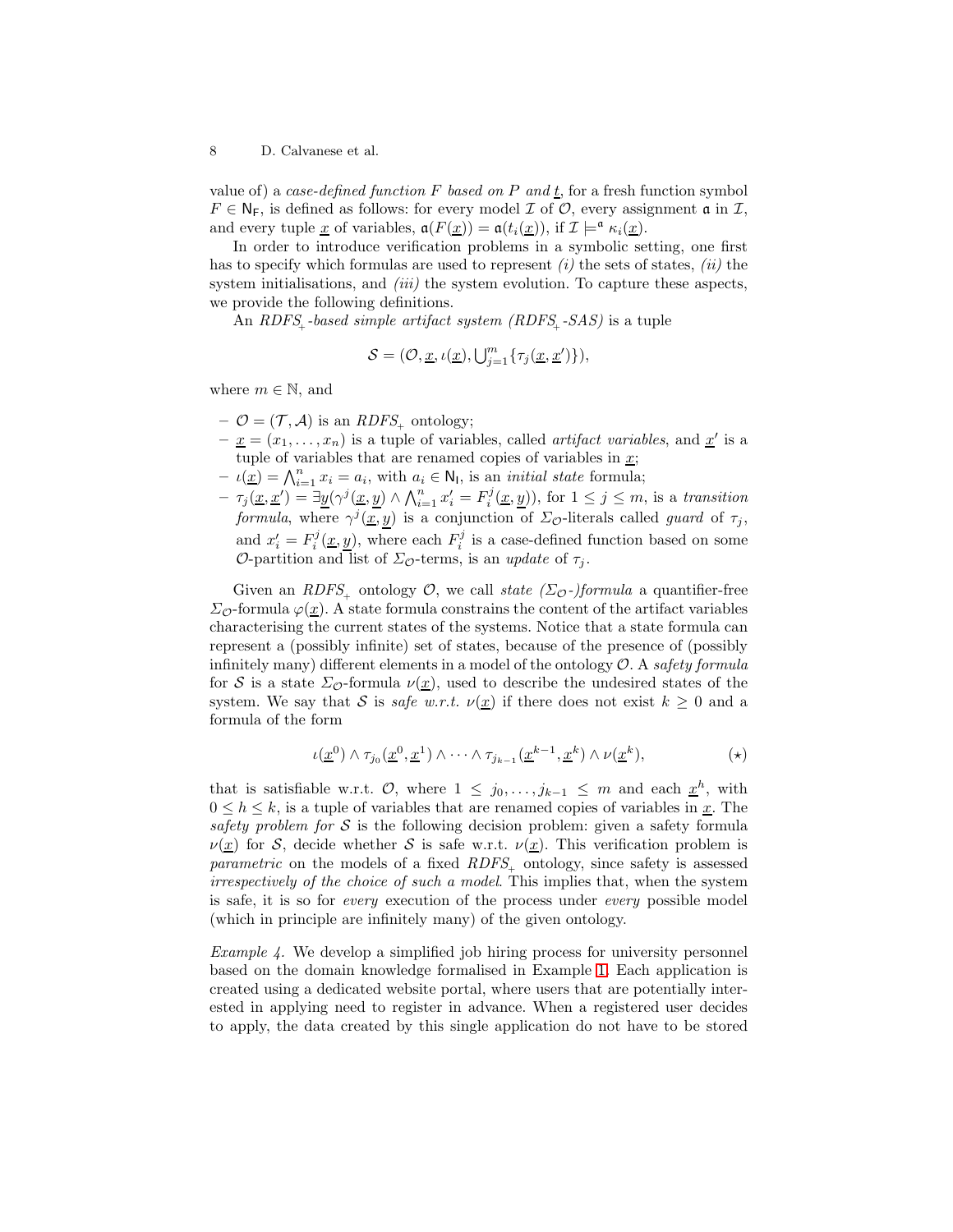value of) a *case-defined function $F$ based on $P$ and $\underline{t}$*, for a fresh function symbol $F \in \mathsf{N_F}$, is defined as follows: for every model $\mathcal{I}$ of $\mathcal{O}$, every assignment $\mathfrak{a}$ in $\mathcal{I}$, and every tuple $\underline{x}$ of variables, $\mathfrak{a}(F(\underline{x})) = \mathfrak{a}(t_i(\underline{x}))$, if $\mathcal{I} \models^{\mathfrak{a}} \kappa_i(\underline{x})$.

In order to introduce verification problems in a symbolic setting, one first has to specify which formulas are used to represent *(i)* the sets of states, *(ii)* the system initialisations, and *(iii)* the system evolution. To capture these aspects, we provide the following definitions.

An *$RDFS_+$-based simple artifact system ($RDFS_+$-SAS)* is a tuple

$$\mathcal{S} = (\mathcal{O}, \underline{x}, \iota(\underline{x}), \textstyle\bigcup_{j=1}^{m}\{\tau_j(\underline{x}, \underline{x}')\}),$$

where $m \in \mathbb{N}$, and

- $\mathcal{O} = (\mathcal{T}, \mathcal{A})$ is an $RDFS_+$ ontology;
- $\underline{x} = (x_1, \ldots, x_n)$ is a tuple of variables, called *artifact variables*, and $\underline{x}'$ is a tuple of variables that are renamed copies of variables in $\underline{x}$;
- $\iota(\underline{x}) = \bigwedge_{i=1}^{n} x_i = a_i$, with $a_i \in \mathsf{N_I}$, is an *initial state* formula;
- $\tau_j(\underline{x}, \underline{x}') = \exists \underline{y}(\gamma^j(\underline{x}, \underline{y}) \wedge \bigwedge_{i=1}^{n} x'_i = F_i^j(\underline{x}, \underline{y}))$, for $1 \leq j \leq m$, is a *transition formula*, where $\gamma^j(\underline{x}, \underline{y})$ is a conjunction of $\Sigma_{\mathcal{O}}$-literals called *guard* of $\tau_j$, and $x'_i = F_i^j(\underline{x}, \underline{y})$, where each $F_i^j$ is a case-defined function based on some $\mathcal{O}$-partition and list of $\Sigma_{\mathcal{O}}$-terms, is an *update* of $\tau_j$.

Given an $RDFS_+$ ontology $\mathcal{O}$, we call *state ($\Sigma_{\mathcal{O}}$-)formula* a quantifier-free $\Sigma_{\mathcal{O}}$-formula $\varphi(\underline{x})$. A state formula constrains the content of the artifact variables characterising the current states of the systems. Notice that a state formula can represent a (possibly infinite) set of states, because of the presence of (possibly infinitely many) different elements in a model of the ontology $\mathcal{O}$. A *safety formula* for $\mathcal{S}$ is a state $\Sigma_{\mathcal{O}}$-formula $\nu(\underline{x})$, used to describe the undesired states of the system. We say that $\mathcal{S}$ is *safe w.r.t. $\nu(\underline{x})$* if there does not exist $k \geq 0$ and a formula of the form

$$\iota(\underline{x}^0) \wedge \tau_{j_0}(\underline{x}^0, \underline{x}^1) \wedge \cdots \wedge \tau_{j_{k-1}}(\underline{x}^{k-1}, \underline{x}^k) \wedge \nu(\underline{x}^k), \qquad (\star)$$

that is satisfiable w.r.t. $\mathcal{O}$, where $1 \leq j_0, \ldots, j_{k-1} \leq m$ and each $\underline{x}^h$, with $0 \leq h \leq k$, is a tuple of variables that are renamed copies of variables in $\underline{x}$. The *safety problem for $\mathcal{S}$* is the following decision problem: given a safety formula $\nu(\underline{x})$ for $\mathcal{S}$, decide whether $\mathcal{S}$ is safe w.r.t. $\nu(\underline{x})$. This verification problem is *parametric* on the models of a fixed $RDFS_+$ ontology, since safety is assessed *irrespectively of the choice of such a model*. This implies that, when the system is safe, it is so for *every* execution of the process under *every* possible model (which in principle are infinitely many) of the given ontology.

*Example 4.* We develop a simplified job hiring process for university personnel based on the domain knowledge formalised in Example 1. Each application is created using a dedicated website portal, where users that are potentially interested in applying need to register in advance. When a registered user decides to apply, the data created by this single application do not have to be stored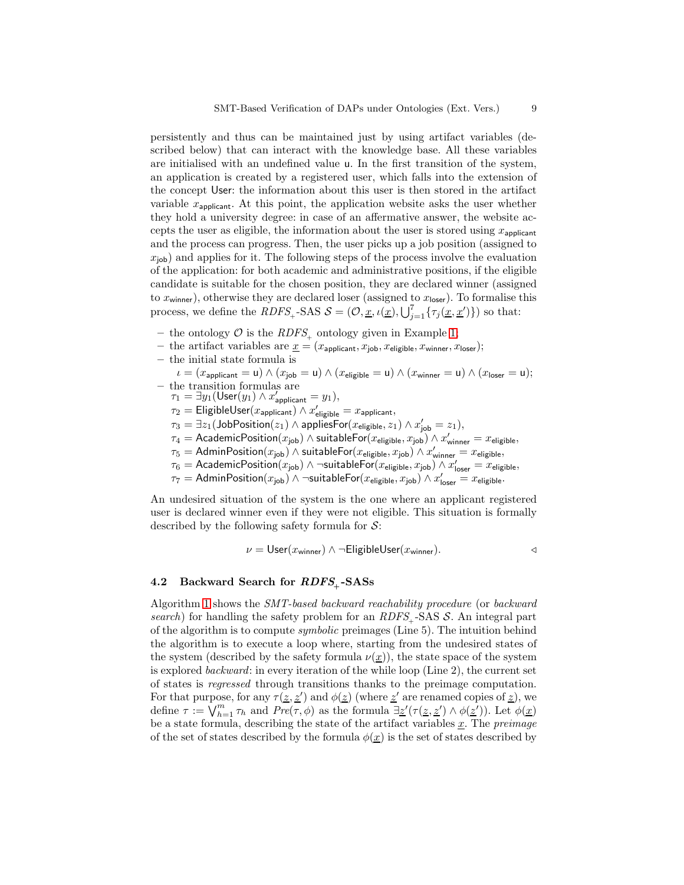persistently and thus can be maintained just by using artifact variables (described below) that can interact with the knowledge base. All these variables are initialised with an undefined value $\mathsf{u}$. In the first transition of the system, an application is created by a registered user, which falls into the extension of the concept $\mathsf{User}$: the information about this user is then stored in the artifact variable $x_{\mathsf{applicant}}$. At this point, the application website asks the user whether they hold a university degree: in case of an affermative answer, the website accepts the user as eligible, the information about the user is stored using $x_{\mathsf{applicant}}$ and the process can progress. Then, the user picks up a job position (assigned to $x_{\mathsf{job}}$) and applies for it. The following steps of the process involve the evaluation of the application: for both academic and administrative positions, if the eligible candidate is suitable for the chosen position, they are declared winner (assigned to $x_{\mathsf{winner}}$), otherwise they are declared loser (assigned to $x_{\mathsf{loser}}$). To formalise this process, we define the $RDFS_+$-SAS $\mathcal{S} = (\mathcal{O}, \underline{x}, \iota(\underline{x}), \bigcup_{j=1}^{7}\{\tau_j(\underline{x}, \underline{x}')\})$ so that:

- the ontology $\mathcal{O}$ is the $RDFS_+$ ontology given in Example 1;
- the artifact variables are $\underline{x} = (x_{\mathsf{applicant}}, x_{\mathsf{job}}, x_{\mathsf{eligible}}, x_{\mathsf{winner}}, x_{\mathsf{loser}})$;
- the initial state formula is
  $\iota = (x_{\mathsf{applicant}} = \mathsf{u}) \wedge (x_{\mathsf{job}} = \mathsf{u}) \wedge (x_{\mathsf{eligible}} = \mathsf{u}) \wedge (x_{\mathsf{winner}} = \mathsf{u}) \wedge (x_{\mathsf{loser}} = \mathsf{u})$;
- the transition formulas are
  $\tau_1 = \exists y_1(\mathsf{User}(y_1) \wedge x'_{\mathsf{applicant}} = y_1)$,
  $\tau_2 = \mathsf{EligibleUser}(x_{\mathsf{applicant}}) \wedge x'_{\mathsf{eligible}} = x_{\mathsf{applicant}}$,
  $\tau_3 = \exists z_1(\mathsf{JobPosition}(z_1) \wedge \mathsf{appliesFor}(x_{\mathsf{eligible}}, z_1) \wedge x'_{\mathsf{job}} = z_1)$,
  $\tau_4 = \mathsf{AcademicPosition}(x_{\mathsf{job}}) \wedge \mathsf{suitableFor}(x_{\mathsf{eligible}}, x_{\mathsf{job}}) \wedge x'_{\mathsf{winner}} = x_{\mathsf{eligible}}$,
  $\tau_5 = \mathsf{AdminPosition}(x_{\mathsf{job}}) \wedge \mathsf{suitableFor}(x_{\mathsf{eligible}}, x_{\mathsf{job}}) \wedge x'_{\mathsf{winner}} = x_{\mathsf{eligible}}$,
  $\tau_6 = \mathsf{AcademicPosition}(x_{\mathsf{job}}) \wedge \neg\mathsf{suitableFor}(x_{\mathsf{eligible}}, x_{\mathsf{job}}) \wedge x'_{\mathsf{loser}} = x_{\mathsf{eligible}}$,
  $\tau_7 = \mathsf{AdminPosition}(x_{\mathsf{job}}) \wedge \neg\mathsf{suitableFor}(x_{\mathsf{eligible}}, x_{\mathsf{job}}) \wedge x'_{\mathsf{loser}} = x_{\mathsf{eligible}}$.

An undesired situation of the system is the one where an applicant registered user is declared winner even if they were not eligible. This situation is formally described by the following safety formula for $\mathcal{S}$:

$$\nu = \mathsf{User}(x_{\mathsf{winner}}) \wedge \neg\mathsf{EligibleUser}(x_{\mathsf{winner}}). \qquad \triangleleft$$

### 4.2 Backward Search for $RDFS_+$-SASs

Algorithm 1 shows the *SMT-based backward reachability procedure* (or *backward search*) for handling the safety problem for an $RDFS_+$-SAS $\mathcal{S}$. An integral part of the algorithm is to compute *symbolic* preimages (Line 5). The intuition behind the algorithm is to execute a loop where, starting from the undesired states of the system (described by the safety formula $\nu(\underline{x})$), the state space of the system is explored *backward*: in every iteration of the while loop (Line 2), the current set of states is *regressed* through transitions thanks to the preimage computation. For that purpose, for any $\tau(\underline{z}, \underline{z}')$ and $\phi(\underline{z})$ (where $\underline{z}'$ are renamed copies of $\underline{z}$), we define $\tau := \bigvee_{h=1}^{m} \tau_h$ and $Pre(\tau, \phi)$ as the formula $\exists \underline{z}'(\tau(\underline{z}, \underline{z}') \wedge \phi(\underline{z}'))$. Let $\phi(\underline{x})$ be a state formula, describing the state of the artifact variables $\underline{x}$. The *preimage* of the set of states described by the formula $\phi(\underline{x})$ is the set of states described by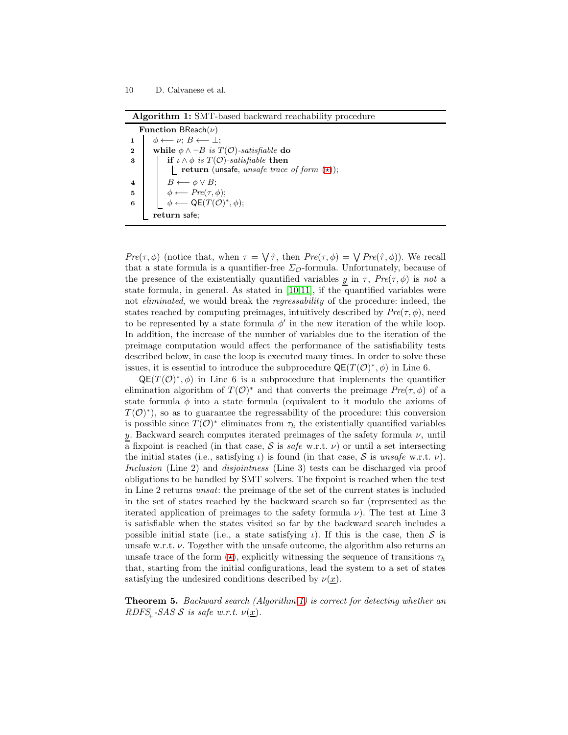**Algorithm 1:** SMT-based backward reachability procedure

```
   Function BReach(ν)
1     φ ⟵ ν; B ⟵ ⊥;
2     while φ ∧ ¬B is T(O)-satisfiable do
3        if ι ∧ φ is T(O)-satisfiable then
            return (unsafe, unsafe trace of form (⋆));
4        B ⟵ φ ∨ B;
5        φ ⟵ Pre(τ, φ);
6        φ ⟵ QE(T(O)*, φ);
      return safe;
```

$Pre(\tau, \phi)$ (notice that, when $\tau = \bigvee \hat{\tau}$, then $Pre(\tau, \phi) = \bigvee Pre(\hat{\tau}, \phi)$). We recall that a state formula is a quantifier-free $\Sigma_{\mathcal{O}}$-formula. Unfortunately, because of the presence of the existentially quantified variables $\underline{y}$ in $\tau$, $Pre(\tau, \phi)$ is *not* a state formula, in general. As stated in [10,11], if the quantified variables were not *eliminated*, we would break the *regressability* of the procedure: indeed, the states reached by computing preimages, intuitively described by $Pre(\tau, \phi)$, need to be represented by a state formula $\phi'$ in the new iteration of the while loop. In addition, the increase of the number of variables due to the iteration of the preimage computation would affect the performance of the satisfiability tests described below, in case the loop is executed many times. In order to solve these issues, it is essential to introduce the subprocedure $\mathsf{QE}(T(\mathcal{O})^*, \phi)$ in Line 6.

$\mathsf{QE}(T(\mathcal{O})^*, \phi)$ in Line 6 is a subprocedure that implements the quantifier elimination algorithm of $T(\mathcal{O})^*$ and that converts the preimage $Pre(\tau, \phi)$ of a state formula $\phi$ into a state formula (equivalent to it modulo the axioms of $T(\mathcal{O})^*$), so as to guarantee the regressability of the procedure: this conversion is possible since $T(\mathcal{O})^*$ eliminates from $\tau_h$ the existentially quantified variables $\underline{y}$. Backward search computes iterated preimages of the safety formula $\nu$, until a fixpoint is reached (in that case, $\mathcal{S}$ is *safe* w.r.t. $\nu$) or until a set intersecting the initial states (i.e., satisfying $\iota$) is found (in that case, $\mathcal{S}$ is *unsafe* w.r.t. $\nu$). *Inclusion* (Line 2) and *disjointness* (Line 3) tests can be discharged via proof obligations to be handled by SMT solvers. The fixpoint is reached when the test in Line 2 returns *unsat*: the preimage of the set of the current states is included in the set of states reached by the backward search so far (represented as the iterated application of preimages to the safety formula $\nu$). The test at Line 3 is satisfiable when the states visited so far by the backward search includes a possible initial state (i.e., a state satisfying $\iota$). If this is the case, then $\mathcal{S}$ is unsafe w.r.t. $\nu$. Together with the unsafe outcome, the algorithm also returns an unsafe trace of the form (⋆), explicitly witnessing the sequence of transitions $\tau_h$ that, starting from the initial configurations, lead the system to a set of states satisfying the undesired conditions described by $\nu(\underline{x})$.

**Theorem 5.** *Backward search (Algorithm 1) is correct for detecting whether an $RDFS_+$-SAS $\mathcal{S}$ is safe w.r.t. $\nu(\underline{x})$.*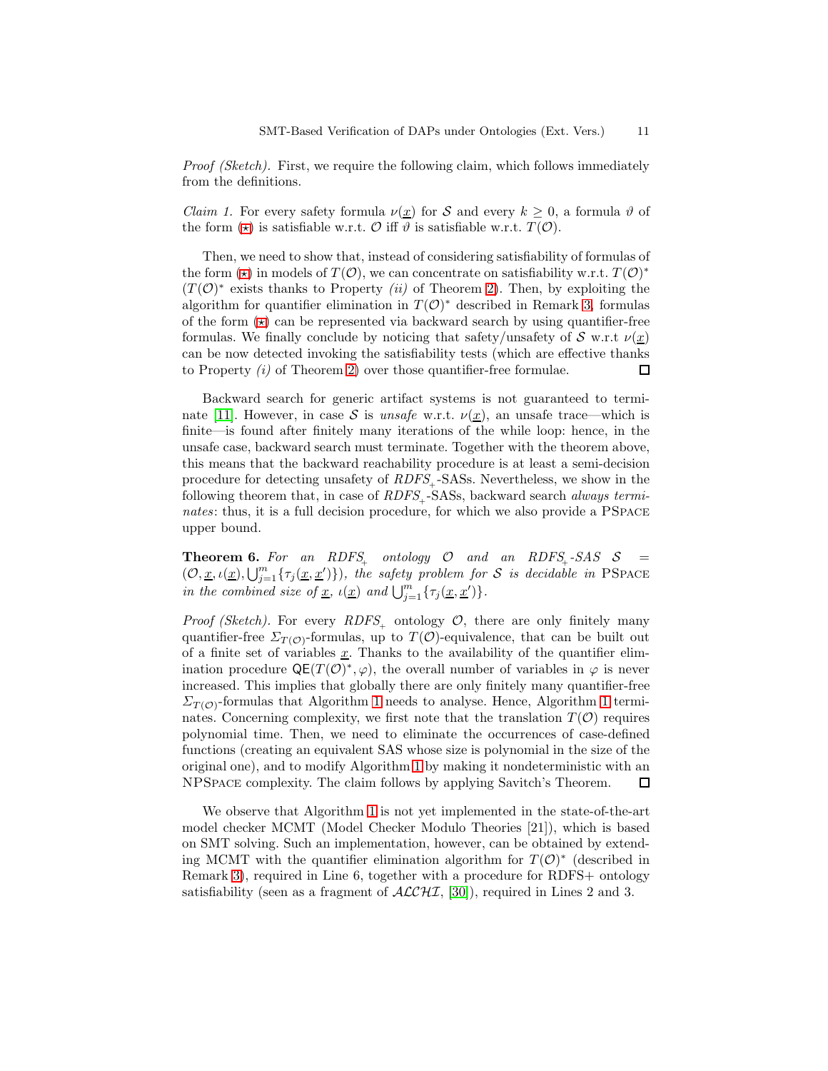*Proof (Sketch).* First, we require the following claim, which follows immediately from the definitions.

*Claim 1.* For every safety formula $\nu(\underline{x})$ for $\mathcal{S}$ and every $k \geq 0$, a formula $\vartheta$ of the form ($\star$) is satisfiable w.r.t. $\mathcal{O}$ iff $\vartheta$ is satisfiable w.r.t. $T(\mathcal{O})$.

Then, we need to show that, instead of considering satisfiability of formulas of the form ($\star$) in models of $T(\mathcal{O})$, we can concentrate on satisfiability w.r.t. $T(\mathcal{O})^*$ ($T(\mathcal{O})^*$ exists thanks to Property *(ii)* of Theorem 2). Then, by exploiting the algorithm for quantifier elimination in $T(\mathcal{O})^*$ described in Remark 3, formulas of the form ($\star$) can be represented via backward search by using quantifier-free formulas. We finally conclude by noticing that safety/unsafety of $\mathcal{S}$ w.r.t $\nu(\underline{x})$ can be now detected invoking the satisfiability tests (which are effective thanks to Property *(i)* of Theorem 2) over those quantifier-free formulae. □

Backward search for generic artifact systems is not guaranteed to terminate [11]. However, in case $\mathcal{S}$ is *unsafe* w.r.t. $\nu(\underline{x})$, an unsafe trace—which is finite—is found after finitely many iterations of the while loop: hence, in the unsafe case, backward search must terminate. Together with the theorem above, this means that the backward reachability procedure is at least a semi-decision procedure for detecting unsafety of $RDFS_+$-SASs. Nevertheless, we show in the following theorem that, in case of $RDFS_+$-SASs, backward search *always terminates*: thus, it is a full decision procedure, for which we also provide a PSpace upper bound.

**Theorem 6.** *For an $RDFS_+$ ontology $\mathcal{O}$ and an $RDFS_+$-SAS $\mathcal{S} = (\mathcal{O}, \underline{x}, \iota(\underline{x}), \bigcup_{j=1}^{m}\{\tau_j(\underline{x}, \underline{x}')\})$, the safety problem for $\mathcal{S}$ is decidable in* PSpace *in the combined size of $\underline{x}$, $\iota(\underline{x})$ and $\bigcup_{j=1}^{m}\{\tau_j(\underline{x}, \underline{x}')\}$.*

*Proof (Sketch).* For every $RDFS_+$ ontology $\mathcal{O}$, there are only finitely many quantifier-free $\Sigma_{T(\mathcal{O})}$-formulas, up to $T(\mathcal{O})$-equivalence, that can be built out of a finite set of variables $\underline{x}$. Thanks to the availability of the quantifier elimination procedure $\mathsf{QE}(T(\mathcal{O})^*, \varphi)$, the overall number of variables in $\varphi$ is never increased. This implies that globally there are only finitely many quantifier-free $\Sigma_{T(\mathcal{O})}$-formulas that Algorithm 1 needs to analyse. Hence, Algorithm 1 terminates. Concerning complexity, we first note that the translation $T(\mathcal{O})$ requires polynomial time. Then, we need to eliminate the occurrences of case-defined functions (creating an equivalent SAS whose size is polynomial in the size of the original one), and to modify Algorithm 1 by making it nondeterministic with an NPSpace complexity. The claim follows by applying Savitch's Theorem. □

We observe that Algorithm 1 is not yet implemented in the state-of-the-art model checker MCMT (Model Checker Modulo Theories [21]), which is based on SMT solving. Such an implementation, however, can be obtained by extending MCMT with the quantifier elimination algorithm for $T(\mathcal{O})^*$ (described in Remark 3), required in Line 6, together with a procedure for RDFS+ ontology satisfiability (seen as a fragment of $\mathcal{ALCHI}$, [30]), required in Lines 2 and 3.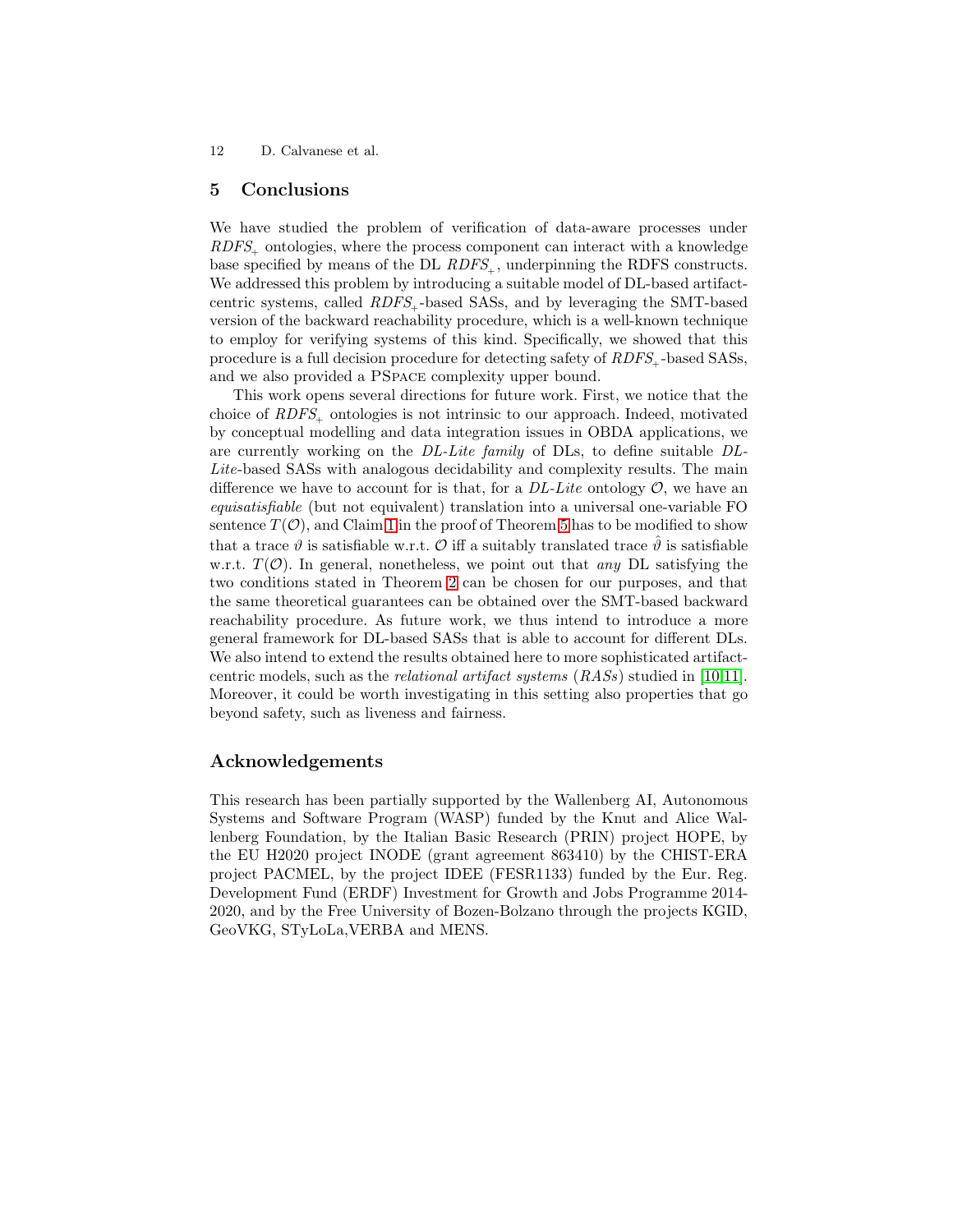## 5 Conclusions

We have studied the problem of verification of data-aware processes under $RDFS_+$ ontologies, where the process component can interact with a knowledge base specified by means of the DL $RDFS_+$, underpinning the RDFS constructs. We addressed this problem by introducing a suitable model of DL-based artifact-centric systems, called $RDFS_+$-based SASs, and by leveraging the SMT-based version of the backward reachability procedure, which is a well-known technique to employ for verifying systems of this kind. Specifically, we showed that this procedure is a full decision procedure for detecting safety of $RDFS_+$-based SASs, and we also provided a PSPACE complexity upper bound.

This work opens several directions for future work. First, we notice that the choice of $RDFS_+$ ontologies is not intrinsic to our approach. Indeed, motivated by conceptual modelling and data integration issues in OBDA applications, we are currently working on the *DL-Lite family* of DLs, to define suitable *DL-Lite*-based SASs with analogous decidability and complexity results. The main difference we have to account for is that, for a *DL-Lite* ontology $\mathcal{O}$, we have an *equisatisfiable* (but not equivalent) translation into a universal one-variable FO sentence $T(\mathcal{O})$, and Claim 1 in the proof of Theorem 5 has to be modified to show that a trace $\vartheta$ is satisfiable w.r.t. $\mathcal{O}$ iff a suitably translated trace $\hat{\vartheta}$ is satisfiable w.r.t. $T(\mathcal{O})$. In general, nonetheless, we point out that *any* DL satisfying the two conditions stated in Theorem 2 can be chosen for our purposes, and that the same theoretical guarantees can be obtained over the SMT-based backward reachability procedure. As future work, we thus intend to introduce a more general framework for DL-based SASs that is able to account for different DLs. We also intend to extend the results obtained here to more sophisticated artifact-centric models, such as the *relational artifact systems* (*RASs*) studied in [10,11]. Moreover, it could be worth investigating in this setting also properties that go beyond safety, such as liveness and fairness.

## Acknowledgements

This research has been partially supported by the Wallenberg AI, Autonomous Systems and Software Program (WASP) funded by the Knut and Alice Wallenberg Foundation, by the Italian Basic Research (PRIN) project HOPE, by the EU H2020 project INODE (grant agreement 863410) by the CHIST-ERA project PACMEL, by the project IDEE (FESR1133) funded by the Eur. Reg. Development Fund (ERDF) Investment for Growth and Jobs Programme 2014-2020, and by the Free University of Bozen-Bolzano through the projects KGID, GeoVKG, STyLoLa,VERBA and MENS.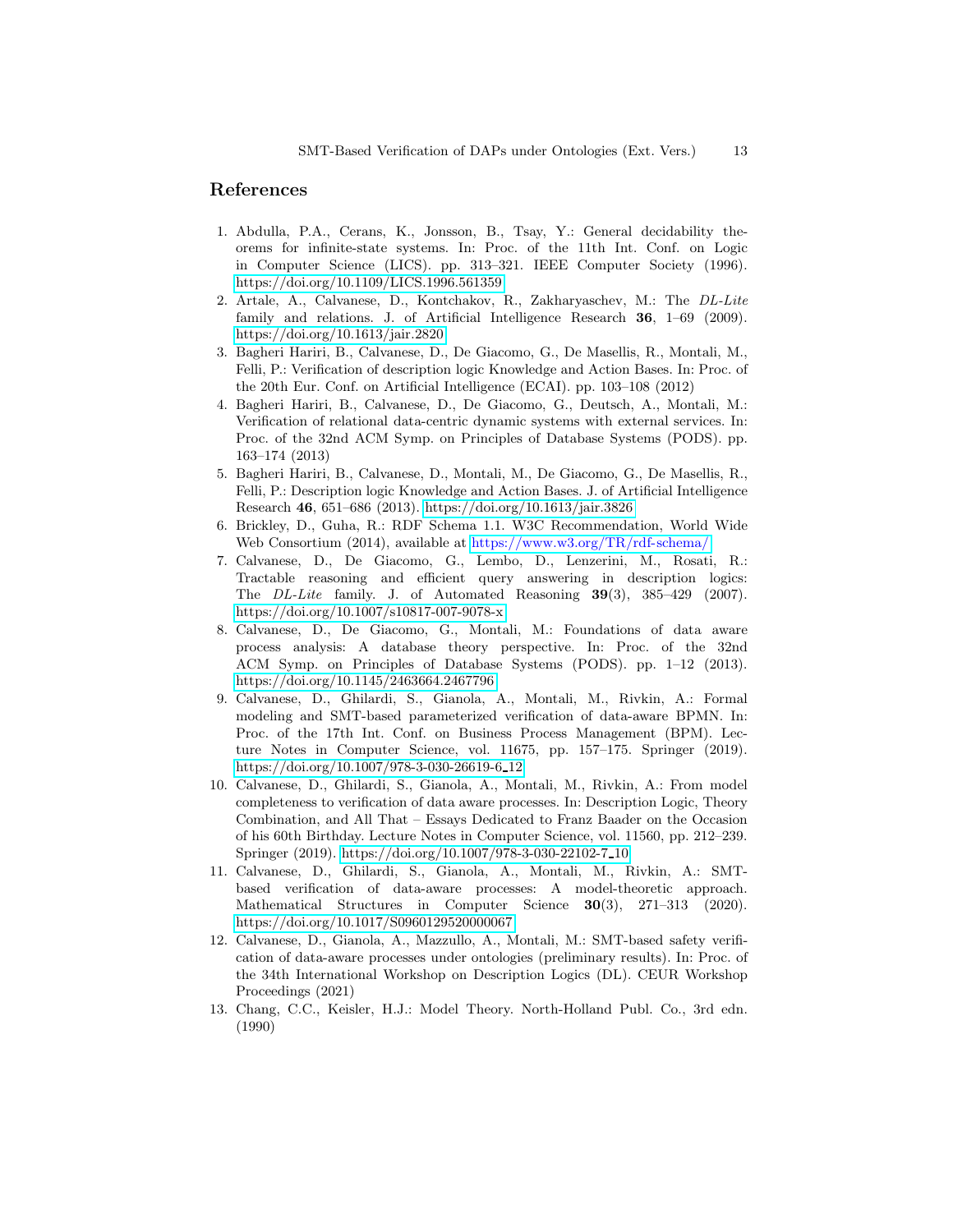## References

1. Abdulla, P.A., Cerans, K., Jonsson, B., Tsay, Y.: General decidability theorems for infinite-state systems. In: Proc. of the 11th Int. Conf. on Logic in Computer Science (LICS). pp. 313–321. IEEE Computer Society (1996). https://doi.org/10.1109/LICS.1996.561359
2. Artale, A., Calvanese, D., Kontchakov, R., Zakharyaschev, M.: The *DL-Lite* family and relations. J. of Artificial Intelligence Research **36**, 1–69 (2009). https://doi.org/10.1613/jair.2820
3. Bagheri Hariri, B., Calvanese, D., De Giacomo, G., De Masellis, R., Montali, M., Felli, P.: Verification of description logic Knowledge and Action Bases. In: Proc. of the 20th Eur. Conf. on Artificial Intelligence (ECAI). pp. 103–108 (2012)
4. Bagheri Hariri, B., Calvanese, D., De Giacomo, G., Deutsch, A., Montali, M.: Verification of relational data-centric dynamic systems with external services. In: Proc. of the 32nd ACM Symp. on Principles of Database Systems (PODS). pp. 163–174 (2013)
5. Bagheri Hariri, B., Calvanese, D., Montali, M., De Giacomo, G., De Masellis, R., Felli, P.: Description logic Knowledge and Action Bases. J. of Artificial Intelligence Research **46**, 651–686 (2013). https://doi.org/10.1613/jair.3826
6. Brickley, D., Guha, R.: RDF Schema 1.1. W3C Recommendation, World Wide Web Consortium (2014), available at https://www.w3.org/TR/rdf-schema/
7. Calvanese, D., De Giacomo, G., Lembo, D., Lenzerini, M., Rosati, R.: Tractable reasoning and efficient query answering in description logics: The *DL-Lite* family. J. of Automated Reasoning **39**(3), 385–429 (2007). https://doi.org/10.1007/s10817-007-9078-x
8. Calvanese, D., De Giacomo, G., Montali, M.: Foundations of data aware process analysis: A database theory perspective. In: Proc. of the 32nd ACM Symp. on Principles of Database Systems (PODS). pp. 1–12 (2013). https://doi.org/10.1145/2463664.2467796
9. Calvanese, D., Ghilardi, S., Gianola, A., Montali, M., Rivkin, A.: Formal modeling and SMT-based parameterized verification of data-aware BPMN. In: Proc. of the 17th Int. Conf. on Business Process Management (BPM). Lecture Notes in Computer Science, vol. 11675, pp. 157–175. Springer (2019). https://doi.org/10.1007/978-3-030-26619-6_12
10. Calvanese, D., Ghilardi, S., Gianola, A., Montali, M., Rivkin, A.: From model completeness to verification of data aware processes. In: Description Logic, Theory Combination, and All That – Essays Dedicated to Franz Baader on the Occasion of his 60th Birthday. Lecture Notes in Computer Science, vol. 11560, pp. 212–239. Springer (2019). https://doi.org/10.1007/978-3-030-22102-7_10
11. Calvanese, D., Ghilardi, S., Gianola, A., Montali, M., Rivkin, A.: SMT-based verification of data-aware processes: A model-theoretic approach. Mathematical Structures in Computer Science **30**(3), 271–313 (2020). https://doi.org/10.1017/S0960129520000067
12. Calvanese, D., Gianola, A., Mazzullo, A., Montali, M.: SMT-based safety verification of data-aware processes under ontologies (preliminary results). In: Proc. of the 34th International Workshop on Description Logics (DL). CEUR Workshop Proceedings (2021)
13. Chang, C.C., Keisler, H.J.: Model Theory. North-Holland Publ. Co., 3rd edn. (1990)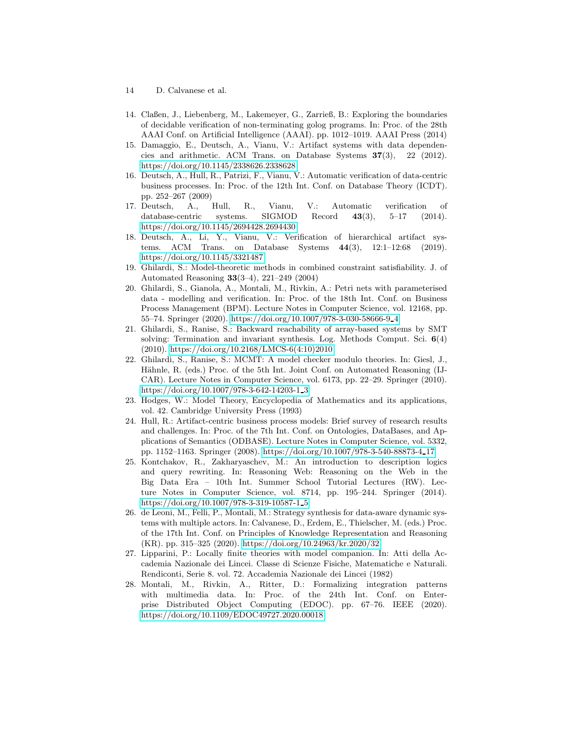14. Claßen, J., Liebenberg, M., Lakemeyer, G., Zarrieß, B.: Exploring the boundaries of decidable verification of non-terminating golog programs. In: Proc. of the 28th AAAI Conf. on Artificial Intelligence (AAAI). pp. 1012–1019. AAAI Press (2014)
15. Damaggio, E., Deutsch, A., Vianu, V.: Artifact systems with data dependencies and arithmetic. ACM Trans. on Database Systems **37**(3), 22 (2012). https://doi.org/10.1145/2338626.2338628
16. Deutsch, A., Hull, R., Patrizi, F., Vianu, V.: Automatic verification of data-centric business processes. In: Proc. of the 12th Int. Conf. on Database Theory (ICDT). pp. 252–267 (2009)
17. Deutsch, A., Hull, R., Vianu, V.: Automatic verification of database-centric systems. SIGMOD Record **43**(3), 5–17 (2014). https://doi.org/10.1145/2694428.2694430
18. Deutsch, A., Li, Y., Vianu, V.: Verification of hierarchical artifact systems. ACM Trans. on Database Systems **44**(3), 12:1–12:68 (2019). https://doi.org/10.1145/3321487
19. Ghilardi, S.: Model-theoretic methods in combined constraint satisfiability. J. of Automated Reasoning **33**(3–4), 221–249 (2004)
20. Ghilardi, S., Gianola, A., Montali, M., Rivkin, A.: Petri nets with parameterised data - modelling and verification. In: Proc. of the 18th Int. Conf. on Business Process Management (BPM). Lecture Notes in Computer Science, vol. 12168, pp. 55–74. Springer (2020). https://doi.org/10.1007/978-3-030-58666-9_4
21. Ghilardi, S., Ranise, S.: Backward reachability of array-based systems by SMT solving: Termination and invariant synthesis. Log. Methods Comput. Sci. **6**(4) (2010). https://doi.org/10.2168/LMCS-6(4:10)2010
22. Ghilardi, S., Ranise, S.: MCMT: A model checker modulo theories. In: Giesl, J., Hähnle, R. (eds.) Proc. of the 5th Int. Joint Conf. on Automated Reasoning (IJCAR). Lecture Notes in Computer Science, vol. 6173, pp. 22–29. Springer (2010). https://doi.org/10.1007/978-3-642-14203-1_3
23. Hodges, W.: Model Theory, Encyclopedia of Mathematics and its applications, vol. 42. Cambridge University Press (1993)
24. Hull, R.: Artifact-centric business process models: Brief survey of research results and challenges. In: Proc. of the 7th Int. Conf. on Ontologies, DataBases, and Applications of Semantics (ODBASE). Lecture Notes in Computer Science, vol. 5332, pp. 1152–1163. Springer (2008). https://doi.org/10.1007/978-3-540-88873-4_17
25. Kontchakov, R., Zakharyaschev, M.: An introduction to description logics and query rewriting. In: Reasoning Web: Reasoning on the Web in the Big Data Era – 10th Int. Summer School Tutorial Lectures (RW). Lecture Notes in Computer Science, vol. 8714, pp. 195–244. Springer (2014). https://doi.org/10.1007/978-3-319-10587-1_5
26. de Leoni, M., Felli, P., Montali, M.: Strategy synthesis for data-aware dynamic systems with multiple actors. In: Calvanese, D., Erdem, E., Thielscher, M. (eds.) Proc. of the 17th Int. Conf. on Principles of Knowledge Representation and Reasoning (KR). pp. 315–325 (2020). https://doi.org/10.24963/kr.2020/32
27. Lipparini, P.: Locally finite theories with model companion. In: Atti della Accademia Nazionale dei Lincei. Classe di Scienze Fisiche, Matematiche e Naturali. Rendiconti, Serie 8. vol. 72. Accademia Nazionale dei Lincei (1982)
28. Montali, M., Rivkin, A., Ritter, D.: Formalizing integration patterns with multimedia data. In: Proc. of the 24th Int. Conf. on Enterprise Distributed Object Computing (EDOC). pp. 67–76. IEEE (2020). https://doi.org/10.1109/EDOC49727.2020.00018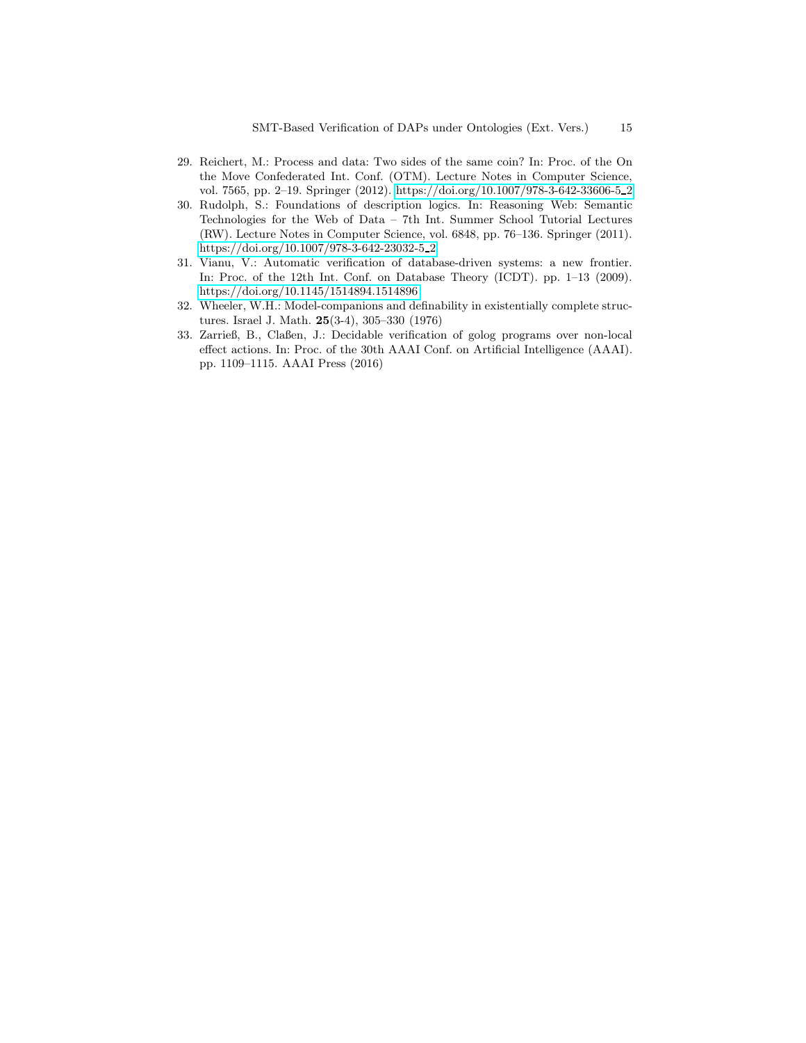29. Reichert, M.: Process and data: Two sides of the same coin? In: Proc. of the On the Move Confederated Int. Conf. (OTM). Lecture Notes in Computer Science, vol. 7565, pp. 2–19. Springer (2012). https://doi.org/10.1007/978-3-642-33606-5_2
30. Rudolph, S.: Foundations of description logics. In: Reasoning Web: Semantic Technologies for the Web of Data – 7th Int. Summer School Tutorial Lectures (RW). Lecture Notes in Computer Science, vol. 6848, pp. 76–136. Springer (2011). https://doi.org/10.1007/978-3-642-23032-5_2
31. Vianu, V.: Automatic verification of database-driven systems: a new frontier. In: Proc. of the 12th Int. Conf. on Database Theory (ICDT). pp. 1–13 (2009). https://doi.org/10.1145/1514894.1514896
32. Wheeler, W.H.: Model-companions and definability in existentially complete structures. Israel J. Math. **25**(3-4), 305–330 (1976)
33. Zarrieß, B., Claßen, J.: Decidable verification of golog programs over non-local effect actions. In: Proc. of the 30th AAAI Conf. on Artificial Intelligence (AAAI). pp. 1109–1115. AAAI Press (2016)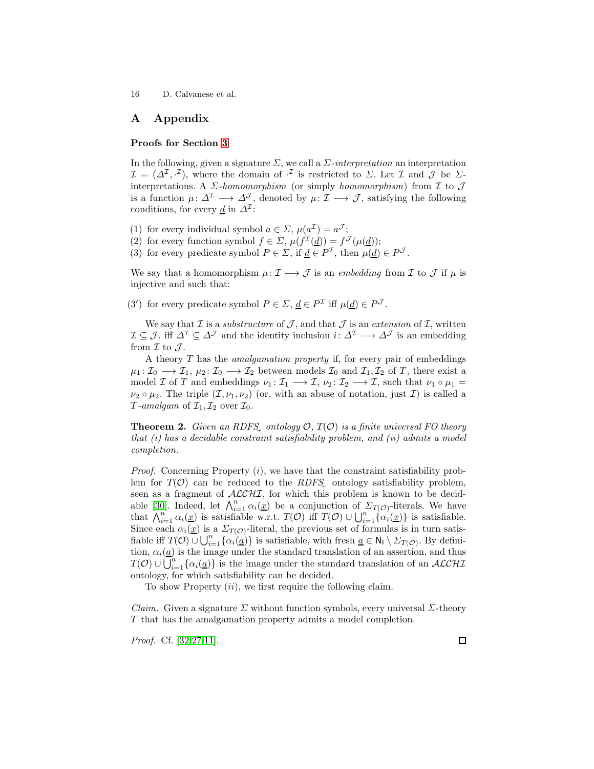# A Appendix

### Proofs for Section 3

In the following, given a signature $\Sigma$, we call a $\Sigma$-*interpretation* an interpretation $\mathcal{I} = (\Delta^{\mathcal{I}}, \cdot^{\mathcal{I}})$, where the domain of $\cdot^{\mathcal{I}}$ is restricted to $\Sigma$. Let $\mathcal{I}$ and $\mathcal{J}$ be $\Sigma$-interpretations. A $\Sigma$-*homomorphism* (or simply *homomorphism*) from $\mathcal{I}$ to $\mathcal{J}$ is a function $\mu\colon \Delta^{\mathcal{I}} \longrightarrow \Delta^{\mathcal{J}}$, denoted by $\mu\colon \mathcal{I} \longrightarrow \mathcal{J}$, satisfying the following conditions, for every $\underline{d}$ in $\Delta^{\mathcal{I}}$:

(1) for every individual symbol $a \in \Sigma$, $\mu(a^{\mathcal{I}}) = a^{\mathcal{J}}$;
(2) for every function symbol $f \in \Sigma$, $\mu(f^{\mathcal{I}}(\underline{d})) = f^{\mathcal{J}}(\mu(\underline{d}))$;
(3) for every predicate symbol $P \in \Sigma$, if $\underline{d} \in P^{\mathcal{I}}$, then $\mu(\underline{d}) \in P^{\mathcal{J}}$.

We say that a homomorphism $\mu\colon \mathcal{I} \longrightarrow \mathcal{J}$ is an *embedding* from $\mathcal{I}$ to $\mathcal{J}$ if $\mu$ is injective and such that:

(3′) for every predicate symbol $P \in \Sigma$, $\underline{d} \in P^{\mathcal{I}}$ iff $\mu(\underline{d}) \in P^{\mathcal{J}}$.

We say that $\mathcal{I}$ is a *substructure* of $\mathcal{J}$, and that $\mathcal{J}$ is an *extension* of $\mathcal{I}$, written $\mathcal{I} \subseteq \mathcal{J}$, iff $\Delta^{\mathcal{I}} \subseteq \Delta^{\mathcal{J}}$ and the identity inclusion $i\colon \Delta^{\mathcal{I}} \longrightarrow \Delta^{\mathcal{J}}$ is an embedding from $\mathcal{I}$ to $\mathcal{J}$.

A theory $T$ has the *amalgamation property* if, for every pair of embeddings $\mu_1\colon \mathcal{I}_0 \longrightarrow \mathcal{I}_1$, $\mu_2\colon \mathcal{I}_0 \longrightarrow \mathcal{I}_2$ between models $\mathcal{I}_0$ and $\mathcal{I}_1, \mathcal{I}_2$ of $T$, there exist a model $\mathcal{I}$ of $T$ and embeddings $\nu_1\colon \mathcal{I}_1 \longrightarrow \mathcal{I}$, $\nu_2\colon \mathcal{I}_2 \longrightarrow \mathcal{I}$, such that $\nu_1 \circ \mu_1 = \nu_2 \circ \mu_2$. The triple $(\mathcal{I}, \nu_1, \nu_2)$ (or, with an abuse of notation, just $\mathcal{I}$) is called a $T$-*amalgam* of $\mathcal{I}_1, \mathcal{I}_2$ over $\mathcal{I}_0$.

**Theorem 2.** *Given an RDFS$_+$ ontology $\mathcal{O}$, $T(\mathcal{O})$ is a finite universal FO theory that (i) has a decidable constraint satisfiability problem, and (ii) admits a model completion.*

*Proof.* Concerning Property $(i)$, we have that the constraint satisfiability problem for $T(\mathcal{O})$ can be reduced to the *RDFS$_+$* ontology satisfiability problem, seen as a fragment of $\mathcal{ALCHI}$, for which this problem is known to be decidable [30]. Indeed, let $\bigwedge_{i=1}^{n} \alpha_i(\underline{x})$ be a conjunction of $\Sigma_{T(\mathcal{O})}$-literals. We have that $\bigwedge_{i=1}^{n} \alpha_i(\underline{x})$ is satisfiable w.r.t. $T(\mathcal{O})$ iff $T(\mathcal{O}) \cup \bigcup_{i=1}^{n}\{\alpha_i(\underline{x})\}$ is satisfiable. Since each $\alpha_i(\underline{x})$ is a $\Sigma_{T(\mathcal{O})}$-literal, the previous set of formulas is in turn satisfiable iff $T(\mathcal{O}) \cup \bigcup_{i=1}^{n}\{\alpha_i(\underline{a})\}$ is satisfiable, with fresh $\underline{a} \in \mathsf{N_I} \setminus \Sigma_{T(\mathcal{O})}$. By definition, $\alpha_i(\underline{a})$ is the image under the standard translation of an assertion, and thus $T(\mathcal{O}) \cup \bigcup_{i=1}^{n}\{\alpha_i(\underline{a})\}$ is the image under the standard translation of an $\mathcal{ALCHI}$ ontology, for which satisfiability can be decided.

To show Property $(ii)$, we first require the following claim.

*Claim.* Given a signature $\Sigma$ without function symbols, every universal $\Sigma$-theory $T$ that has the amalgamation property admits a model completion.

*Proof.* Cf. [32,27,11]. □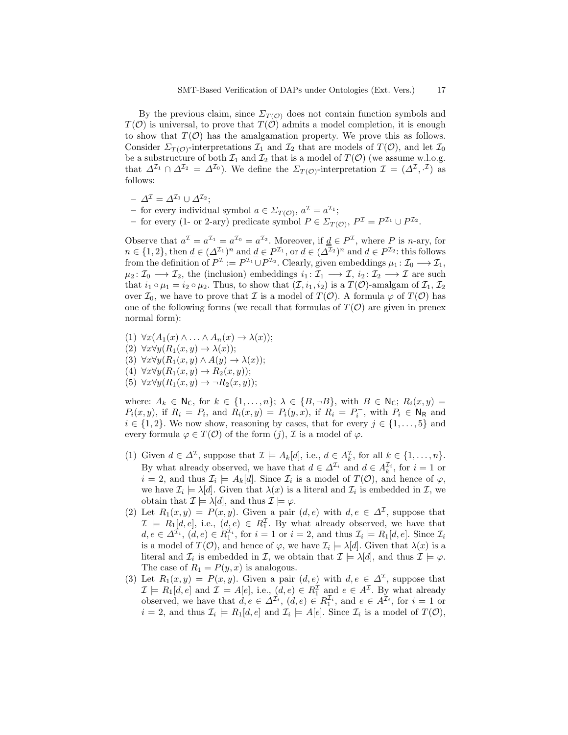By the previous claim, since $\Sigma_{T(\mathcal{O})}$ does not contain function symbols and $T(\mathcal{O})$ is universal, to prove that $T(\mathcal{O})$ admits a model completion, it is enough to show that $T(\mathcal{O})$ has the amalgamation property. We prove this as follows. Consider $\Sigma_{T(\mathcal{O})}$-interpretations $\mathcal{I}_1$ and $\mathcal{I}_2$ that are models of $T(\mathcal{O})$, and let $\mathcal{I}_0$ be a substructure of both $\mathcal{I}_1$ and $\mathcal{I}_2$ that is a model of $T(\mathcal{O})$ (we assume w.l.o.g. that $\Delta^{\mathcal{I}_1} \cap \Delta^{\mathcal{I}_2} = \Delta^{\mathcal{I}_0}$). We define the $\Sigma_{T(\mathcal{O})}$-interpretation $\mathcal{I} = (\Delta^{\mathcal{I}}, \cdot^{\mathcal{I}})$ as follows:

- $\Delta^{\mathcal{I}} = \Delta^{\mathcal{I}_1} \cup \Delta^{\mathcal{I}_2}$;
- for every individual symbol $a \in \Sigma_{T(\mathcal{O})}$, $a^{\mathcal{I}} = a^{\mathcal{I}_1}$;
- for every (1- or 2-ary) predicate symbol $P \in \Sigma_{T(\mathcal{O})}$, $P^{\mathcal{I}} = P^{\mathcal{I}_1} \cup P^{\mathcal{I}_2}$.

Observe that $a^{\mathcal{I}} = a^{\mathcal{I}_1} = a^{\mathcal{I}_0} = a^{\mathcal{I}_2}$. Moreover, if $\underline{d} \in P^{\mathcal{I}}$, where $P$ is $n$-ary, for $n \in \{1, 2\}$, then $\underline{d} \in (\Delta^{\mathcal{I}_1})^n$ and $\underline{d} \in P^{\mathcal{I}_1}$, or $\underline{d} \in (\Delta^{\mathcal{I}_2})^n$ and $\underline{d} \in P^{\mathcal{I}_2}$: this follows from the definition of $P^{\mathcal{I}} := P^{\mathcal{I}_1} \cup P^{\mathcal{I}_2}$. Clearly, given embeddings $\mu_1 \colon \mathcal{I}_0 \longrightarrow \mathcal{I}_1$, $\mu_2 \colon \mathcal{I}_0 \longrightarrow \mathcal{I}_2$, the (inclusion) embeddings $i_1 \colon \mathcal{I}_1 \longrightarrow \mathcal{I}$, $i_2 \colon \mathcal{I}_2 \longrightarrow \mathcal{I}$ are such that $i_1 \circ \mu_1 = i_2 \circ \mu_2$. Thus, to show that $(\mathcal{I}, i_1, i_2)$ is a $T(\mathcal{O})$-amalgam of $\mathcal{I}_1$, $\mathcal{I}_2$ over $\mathcal{I}_0$, we have to prove that $\mathcal{I}$ is a model of $T(\mathcal{O})$. A formula $\varphi$ of $T(\mathcal{O})$ has one of the following forms (we recall that formulas of $T(\mathcal{O})$ are given in prenex normal form):

(1) $\forall x(A_1(x) \land \ldots \land A_n(x) \to \lambda(x))$;
(2) $\forall x \forall y(R_1(x, y) \to \lambda(x))$;
(3) $\forall x \forall y(R_1(x, y) \land A(y) \to \lambda(x))$;
(4) $\forall x \forall y(R_1(x, y) \to R_2(x, y))$;
(5) $\forall x \forall y(R_1(x, y) \to \neg R_2(x, y))$;

where: $A_k \in \mathsf{N_C}$, for $k \in \{1, \ldots, n\}$; $\lambda \in \{B, \neg B\}$, with $B \in \mathsf{N_C}$; $R_i(x, y) = P_i(x, y)$, if $R_i = P_i$, and $R_i(x, y) = P_i(y, x)$, if $R_i = P_i^-$, with $P_i \in \mathsf{N_R}$ and $i \in \{1, 2\}$. We now show, reasoning by cases, that for every $j \in \{1, \ldots, 5\}$ and every formula $\varphi \in T(\mathcal{O})$ of the form $(j)$, $\mathcal{I}$ is a model of $\varphi$.

(1) Given $d \in \Delta^{\mathcal{I}}$, suppose that $\mathcal{I} \models A_k[d]$, i.e., $d \in A_k^{\mathcal{I}}$, for all $k \in \{1, \ldots, n\}$. By what already observed, we have that $d \in \Delta^{\mathcal{I}_i}$ and $d \in A_k^{\mathcal{I}_i}$, for $i = 1$ or $i = 2$, and thus $\mathcal{I}_i \models A_k[d]$. Since $\mathcal{I}_i$ is a model of $T(\mathcal{O})$, and hence of $\varphi$, we have $\mathcal{I}_i \models \lambda[d]$. Given that $\lambda(x)$ is a literal and $\mathcal{I}_i$ is embedded in $\mathcal{I}$, we obtain that $\mathcal{I} \models \lambda[d]$, and thus $\mathcal{I} \models \varphi$.
(2) Let $R_1(x, y) = P(x, y)$. Given a pair $(d, e)$ with $d, e \in \Delta^{\mathcal{I}}$, suppose that $\mathcal{I} \models R_1[d, e]$, i.e., $(d, e) \in R_1^{\mathcal{I}}$. By what already observed, we have that $d, e \in \Delta^{\mathcal{I}_i}$, $(d, e) \in R_1^{\mathcal{I}_i}$, for $i = 1$ or $i = 2$, and thus $\mathcal{I}_i \models R_1[d, e]$. Since $\mathcal{I}_i$ is a model of $T(\mathcal{O})$, and hence of $\varphi$, we have $\mathcal{I}_i \models \lambda[d]$. Given that $\lambda(x)$ is a literal and $\mathcal{I}_i$ is embedded in $\mathcal{I}$, we obtain that $\mathcal{I} \models \lambda[d]$, and thus $\mathcal{I} \models \varphi$. The case of $R_1 = P(y, x)$ is analogous.
(3) Let $R_1(x, y) = P(x, y)$. Given a pair $(d, e)$ with $d, e \in \Delta^{\mathcal{I}}$, suppose that $\mathcal{I} \models R_1[d, e]$ and $\mathcal{I} \models A[e]$, i.e., $(d, e) \in R_1^{\mathcal{I}}$ and $e \in A^{\mathcal{I}}$. By what already observed, we have that $d, e \in \Delta^{\mathcal{I}_i}$, $(d, e) \in R_1^{\mathcal{I}_i}$, and $e \in A^{\mathcal{I}_i}$, for $i = 1$ or $i = 2$, and thus $\mathcal{I}_i \models R_1[d, e]$ and $\mathcal{I}_i \models A[e]$. Since $\mathcal{I}_i$ is a model of $T(\mathcal{O})$,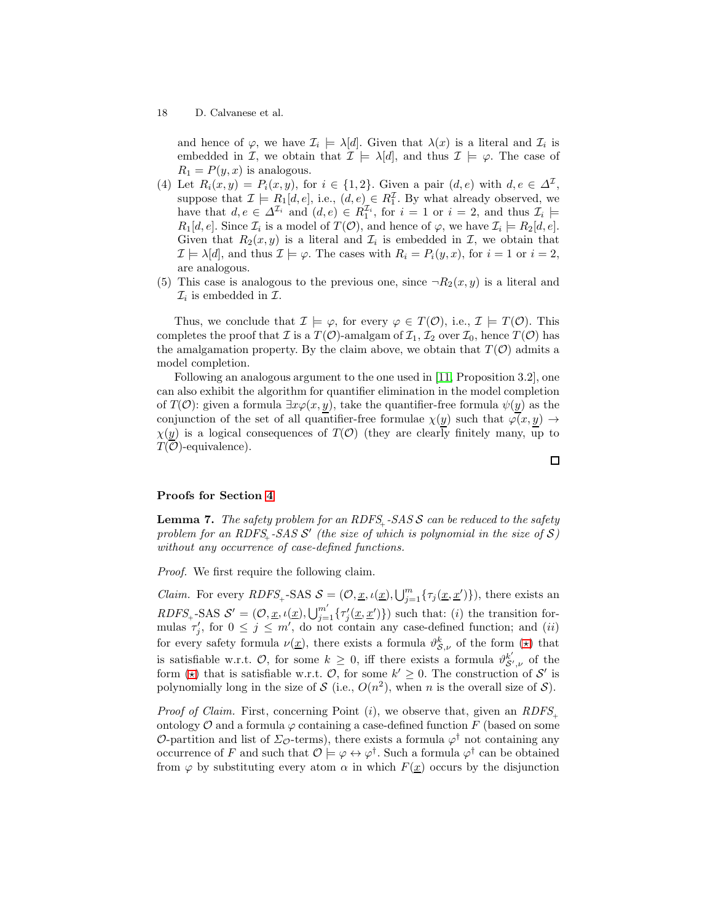and hence of $\varphi$, we have $\mathcal{I}_i \models \lambda[d]$. Given that $\lambda(x)$ is a literal and $\mathcal{I}_i$ is embedded in $\mathcal{I}$, we obtain that $\mathcal{I} \models \lambda[d]$, and thus $\mathcal{I} \models \varphi$. The case of $R_1 = P(y, x)$ is analogous.

(4) Let $R_i(x, y) = P_i(x, y)$, for $i \in \{1, 2\}$. Given a pair $(d, e)$ with $d, e \in \Delta^{\mathcal{I}}$, suppose that $\mathcal{I} \models R_1[d, e]$, i.e., $(d, e) \in R_1^{\mathcal{I}}$. By what already observed, we have that $d, e \in \Delta^{\mathcal{I}_i}$ and $(d, e) \in R_1^{\mathcal{I}_i}$, for $i = 1$ or $i = 2$, and thus $\mathcal{I}_i \models R_1[d, e]$. Since $\mathcal{I}_i$ is a model of $T(\mathcal{O})$, and hence of $\varphi$, we have $\mathcal{I}_i \models R_2[d, e]$. Given that $R_2(x, y)$ is a literal and $\mathcal{I}_i$ is embedded in $\mathcal{I}$, we obtain that $\mathcal{I} \models \lambda[d]$, and thus $\mathcal{I} \models \varphi$. The cases with $R_i = P_i(y, x)$, for $i = 1$ or $i = 2$, are analogous.

(5) This case is analogous to the previous one, since $\neg R_2(x, y)$ is a literal and $\mathcal{I}_i$ is embedded in $\mathcal{I}$.

Thus, we conclude that $\mathcal{I} \models \varphi$, for every $\varphi \in T(\mathcal{O})$, i.e., $\mathcal{I} \models T(\mathcal{O})$. This completes the proof that $\mathcal{I}$ is a $T(\mathcal{O})$-amalgam of $\mathcal{I}_1, \mathcal{I}_2$ over $\mathcal{I}_0$, hence $T(\mathcal{O})$ has the amalgamation property. By the claim above, we obtain that $T(\mathcal{O})$ admits a model completion.

Following an analogous argument to the one used in [11, Proposition 3.2], one can also exhibit the algorithm for quantifier elimination in the model completion of $T(\mathcal{O})$: given a formula $\exists x \varphi(x, \underline{y})$, take the quantifier-free formula $\psi(\underline{y})$ as the conjunction of the set of all quantifier-free formulae $\chi(\underline{y})$ such that $\varphi(x, \underline{y}) \to \chi(\underline{y})$ is a logical consequences of $T(\mathcal{O})$ (they are clearly finitely many, up to $T(\mathcal{O})$-equivalence).

□

## Proofs for Section 4

**Lemma 7.** *The safety problem for an $RDFS_+$-SAS $\mathcal{S}$ can be reduced to the safety problem for an $RDFS_+$-SAS $\mathcal{S}'$ (the size of which is polynomial in the size of $\mathcal{S}$) without any occurrence of case-defined functions.*

*Proof.* We first require the following claim.

*Claim.* For every $RDFS_+$-SAS $\mathcal{S} = (\mathcal{O}, \underline{x}, \iota(\underline{x}), \bigcup_{j=1}^{m}\{\tau_j(\underline{x}, \underline{x}')\})$, there exists an $RDFS_+$-SAS $\mathcal{S}' = (\mathcal{O}, \underline{x}, \iota(\underline{x}), \bigcup_{j=1}^{m'}\{\tau'_j(\underline{x}, \underline{x}')\})$ such that: $(i)$ the transition formulas $\tau'_j$, for $0 \leq j \leq m'$, do not contain any case-defined function; and $(ii)$ for every safety formula $\nu(\underline{x})$, there exists a formula $\vartheta^{k}_{\mathcal{S},\nu}$ of the form (⋆) that is satisfiable w.r.t. $\mathcal{O}$, for some $k \geq 0$, iff there exists a formula $\vartheta^{k'}_{\mathcal{S}',\nu}$ of the form (⋆) that is satisfiable w.r.t. $\mathcal{O}$, for some $k' \geq 0$. The construction of $\mathcal{S}'$ is polynomially long in the size of $\mathcal{S}$ (i.e., $O(n^2)$, when $n$ is the overall size of $\mathcal{S}$).

*Proof of Claim.* First, concerning Point $(i)$, we observe that, given an $RDFS_+$ ontology $\mathcal{O}$ and a formula $\varphi$ containing a case-defined function $F$ (based on some $\mathcal{O}$-partition and list of $\Sigma_{\mathcal{O}}$-terms), there exists a formula $\varphi^{\dagger}$ not containing any occurrence of $F$ and such that $\mathcal{O} \models \varphi \leftrightarrow \varphi^{\dagger}$. Such a formula $\varphi^{\dagger}$ can be obtained from $\varphi$ by substituting every atom $\alpha$ in which $F(\underline{x})$ occurs by the disjunction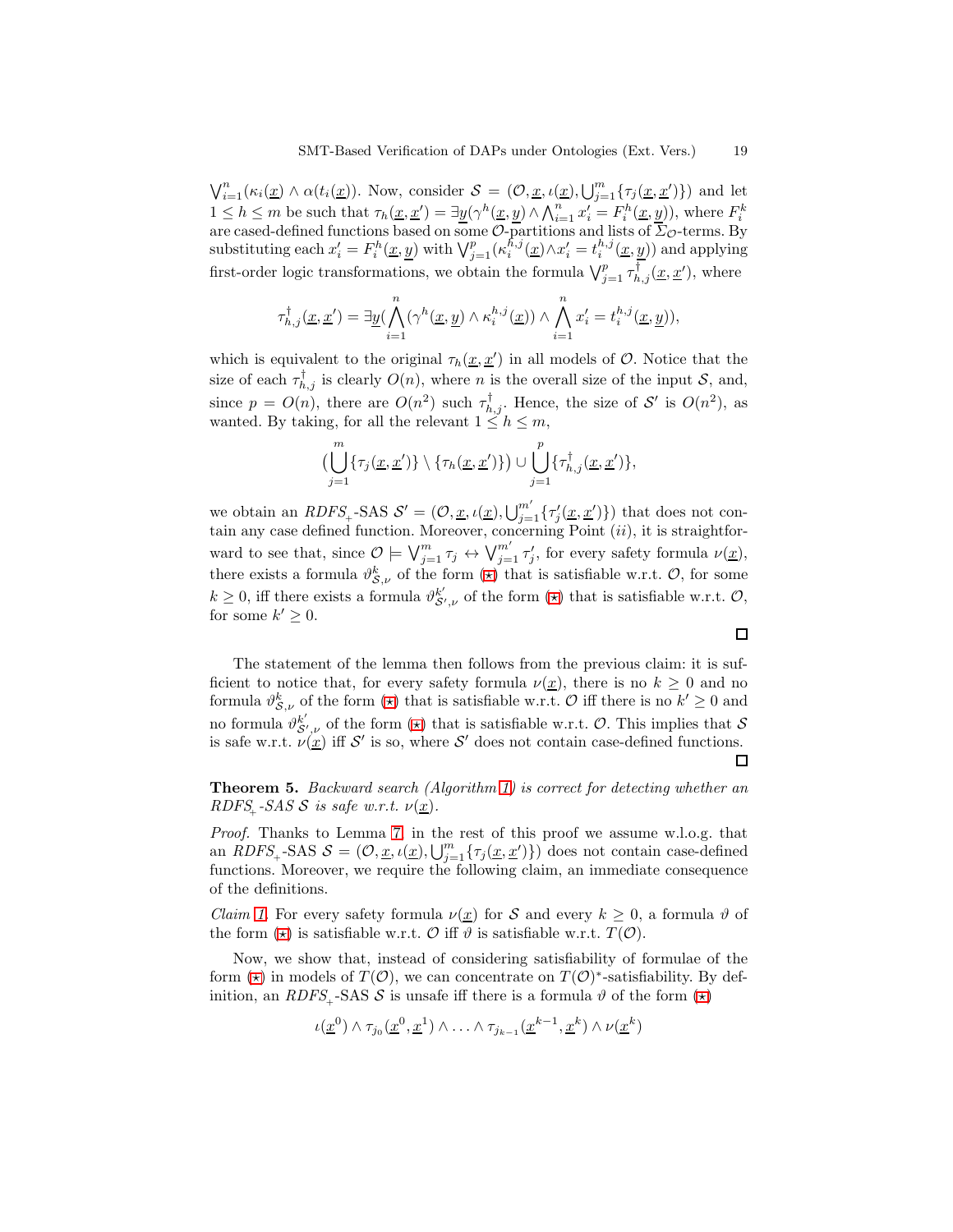$\bigvee_{i=1}^{n}(\kappa_i(\underline{x}) \wedge \alpha(t_i(\underline{x}))$. Now, consider $\mathcal{S} = (\mathcal{O}, \underline{x}, \iota(\underline{x}), \bigcup_{j=1}^{m}\{\tau_j(\underline{x}, \underline{x}')\})$ and let $1 \leq h \leq m$ be such that $\tau_h(\underline{x}, \underline{x}') = \exists \underline{y}(\gamma^h(\underline{x}, \underline{y}) \wedge \bigwedge_{i=1}^{n} x_i' = F_i^h(\underline{x}, \underline{y}))$, where $F_i^k$ are cased-defined functions based on some $\mathcal{O}$-partitions and lists of $\Sigma_{\mathcal{O}}$-terms. By substituting each $x_i' = F_i^h(\underline{x}, \underline{y})$ with $\bigvee_{j=1}^{p}(\kappa_i^{h,j}(\underline{x}) \wedge x_i' = t_i^{h,j}(\underline{x}, \underline{y}))$ and applying first-order logic transformations, we obtain the formula $\bigvee_{j=1}^{p} \tau_{h,j}^{\dagger}(\underline{x}, \underline{x}')$, where

$$\tau_{h,j}^{\dagger}(\underline{x}, \underline{x}') = \exists \underline{y}(\bigwedge_{i=1}^{n}(\gamma^h(\underline{x}, \underline{y}) \wedge \kappa_i^{h,j}(\underline{x})) \wedge \bigwedge_{i=1}^{n} x_i' = t_i^{h,j}(\underline{x}, \underline{y})),$$

which is equivalent to the original $\tau_h(\underline{x}, \underline{x}')$ in all models of $\mathcal{O}$. Notice that the size of each $\tau_{h,j}^{\dagger}$ is clearly $O(n)$, where $n$ is the overall size of the input $\mathcal{S}$, and, since $p = O(n)$, there are $O(n^2)$ such $\tau_{h,j}^{\dagger}$. Hence, the size of $\mathcal{S}'$ is $O(n^2)$, as wanted. By taking, for all the relevant $1 \leq h \leq m$,

$$(\bigcup_{j=1}^{m}\{\tau_j(\underline{x}, \underline{x}')\} \setminus \{\tau_h(\underline{x}, \underline{x}')\}) \cup \bigcup_{j=1}^{p}\{\tau_{h,j}^{\dagger}(\underline{x}, \underline{x}')\},$$

we obtain an $RDFS_+$-SAS $\mathcal{S}' = (\mathcal{O}, \underline{x}, \iota(\underline{x}), \bigcup_{j=1}^{m'}\{\tau_j'(\underline{x}, \underline{x}')\})$ that does not contain any case defined function. Moreover, concerning Point $(ii)$, it is straightforward to see that, since $\mathcal{O} \models \bigvee_{j=1}^{m} \tau_j \leftrightarrow \bigvee_{j=1}^{m'} \tau_j'$, for every safety formula $\nu(\underline{x})$, there exists a formula $\vartheta_{\mathcal{S},\nu}^{k}$ of the form (⋆) that is satisfiable w.r.t. $\mathcal{O}$, for some $k \geq 0$, iff there exists a formula $\vartheta_{\mathcal{S}',\nu}^{k'}$ of the form (⋆) that is satisfiable w.r.t. $\mathcal{O}$, for some $k' \geq 0$.

□

The statement of the lemma then follows from the previous claim: it is sufficient to notice that, for every safety formula $\nu(\underline{x})$, there is no $k \geq 0$ and no formula $\vartheta_{\mathcal{S},\nu}^{k}$ of the form (⋆) that is satisfiable w.r.t. $\mathcal{O}$ iff there is no $k' \geq 0$ and no formula $\vartheta_{\mathcal{S}',\nu}^{k'}$ of the form (⋆) that is satisfiable w.r.t. $\mathcal{O}$. This implies that $\mathcal{S}$ is safe w.r.t. $\nu(\underline{x})$ iff $\mathcal{S}'$ is so, where $\mathcal{S}'$ does not contain case-defined functions.

□

**Theorem 5.** *Backward search (Algorithm 1) is correct for detecting whether an $RDFS_+$-SAS $\mathcal{S}$ is safe w.r.t. $\nu(\underline{x})$.*

*Proof.* Thanks to Lemma 7, in the rest of this proof we assume w.l.o.g. that an $RDFS_+$-SAS $\mathcal{S} = (\mathcal{O}, \underline{x}, \iota(\underline{x}), \bigcup_{j=1}^{m}\{\tau_j(\underline{x}, \underline{x}')\})$ does not contain case-defined functions. Moreover, we require the following claim, an immediate consequence of the definitions.

*Claim 1.* For every safety formula $\nu(\underline{x})$ for $\mathcal{S}$ and every $k \geq 0$, a formula $\vartheta$ of the form (⋆) is satisfiable w.r.t. $\mathcal{O}$ iff $\vartheta$ is satisfiable w.r.t. $T(\mathcal{O})$.

Now, we show that, instead of considering satisfiability of formulae of the form (⋆) in models of $T(\mathcal{O})$, we can concentrate on $T(\mathcal{O})^*$-satisfiability. By definition, an $RDFS_+$-SAS $\mathcal{S}$ is unsafe iff there is a formula $\vartheta$ of the form (⋆)

$$\iota(\underline{x}^0) \wedge \tau_{j_0}(\underline{x}^0, \underline{x}^1) \wedge \ldots \wedge \tau_{j_{k-1}}(\underline{x}^{k-1}, \underline{x}^k) \wedge \nu(\underline{x}^k)$$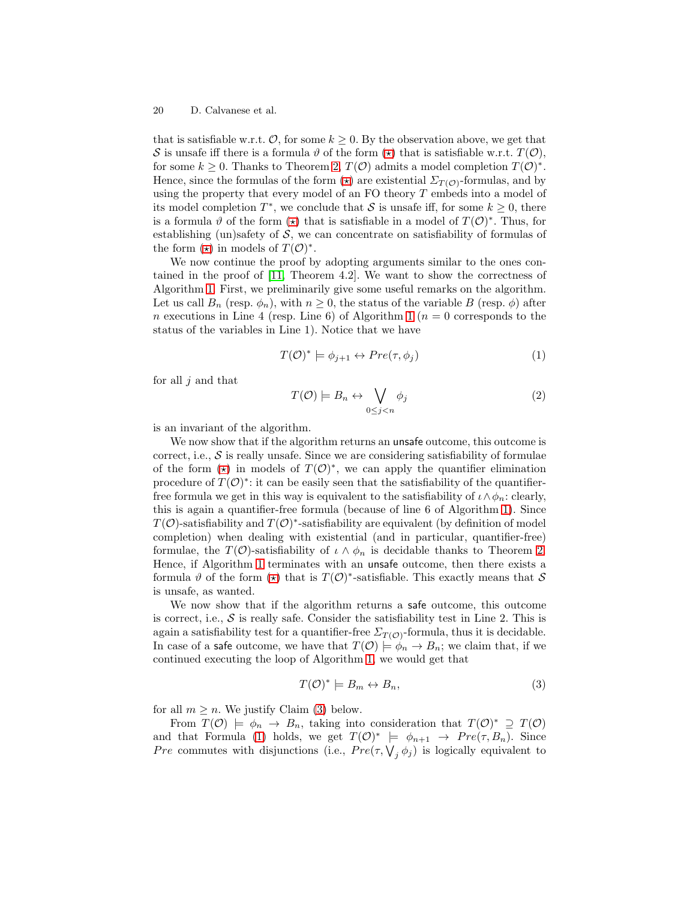that is satisfiable w.r.t. $\mathcal{O}$, for some $k \geq 0$. By the observation above, we get that $\mathcal{S}$ is unsafe iff there is a formula $\vartheta$ of the form ($\star$) that is satisfiable w.r.t. $T(\mathcal{O})$, for some $k \geq 0$. Thanks to Theorem 2, $T(\mathcal{O})$ admits a model completion $T(\mathcal{O})^*$. Hence, since the formulas of the form ($\star$) are existential $\Sigma_{T(\mathcal{O})}$-formulas, and by using the property that every model of an FO theory $T$ embeds into a model of its model completion $T^*$, we conclude that $\mathcal{S}$ is unsafe iff, for some $k \geq 0$, there is a formula $\vartheta$ of the form ($\star$) that is satisfiable in a model of $T(\mathcal{O})^*$. Thus, for establishing (un)safety of $\mathcal{S}$, we can concentrate on satisfiability of formulas of the form ($\star$) in models of $T(\mathcal{O})^*$.

We now continue the proof by adopting arguments similar to the ones contained in the proof of [11, Theorem 4.2]. We want to show the correctness of Algorithm 1. First, we preliminarily give some useful remarks on the algorithm. Let us call $B_n$ (resp. $\phi_n$), with $n \geq 0$, the status of the variable $B$ (resp. $\phi$) after $n$ executions in Line 4 (resp. Line 6) of Algorithm 1 ($n = 0$ corresponds to the status of the variables in Line 1). Notice that we have

$$T(\mathcal{O})^* \models \phi_{j+1} \leftrightarrow Pre(\tau, \phi_j) \tag{1}$$

for all $j$ and that

$$T(\mathcal{O}) \models B_n \leftrightarrow \bigvee_{0 \leq j < n} \phi_j \tag{2}$$

is an invariant of the algorithm.

We now show that if the algorithm returns an unsafe outcome, this outcome is correct, i.e., $\mathcal{S}$ is really unsafe. Since we are considering satisfiability of formulae of the form ($\star$) in models of $T(\mathcal{O})^*$, we can apply the quantifier elimination procedure of $T(\mathcal{O})^*$: it can be easily seen that the satisfiability of the quantifier-free formula we get in this way is equivalent to the satisfiability of $\iota \wedge \phi_n$: clearly, this is again a quantifier-free formula (because of line 6 of Algorithm 1). Since $T(\mathcal{O})$-satisfiability and $T(\mathcal{O})^*$-satisfiability are equivalent (by definition of model completion) when dealing with existential (and in particular, quantifier-free) formulae, the $T(\mathcal{O})$-satisfiability of $\iota \wedge \phi_n$ is decidable thanks to Theorem 2. Hence, if Algorithm 1 terminates with an unsafe outcome, then there exists a formula $\vartheta$ of the form ($\star$) that is $T(\mathcal{O})^*$-satisfiable. This exactly means that $\mathcal{S}$ is unsafe, as wanted.

We now show that if the algorithm returns a safe outcome, this outcome is correct, i.e., $\mathcal{S}$ is really safe. Consider the satisfiability test in Line 2. This is again a satisfiability test for a quantifier-free $\Sigma_{T(\mathcal{O})}$-formula, thus it is decidable. In case of a safe outcome, we have that $T(\mathcal{O}) \models \phi_n \rightarrow B_n$; we claim that, if we continued executing the loop of Algorithm 1, we would get that

$$T(\mathcal{O})^* \models B_m \leftrightarrow B_n, \tag{3}$$

for all $m \geq n$. We justify Claim (3) below.

From $T(\mathcal{O}) \models \phi_n \rightarrow B_n$, taking into consideration that $T(\mathcal{O})^* \supseteq T(\mathcal{O})$ and that Formula (1) holds, we get $T(\mathcal{O})^* \models \phi_{n+1} \rightarrow Pre(\tau, B_n)$. Since $Pre$ commutes with disjunctions (i.e., $Pre(\tau, \bigvee_j \phi_j)$ is logically equivalent to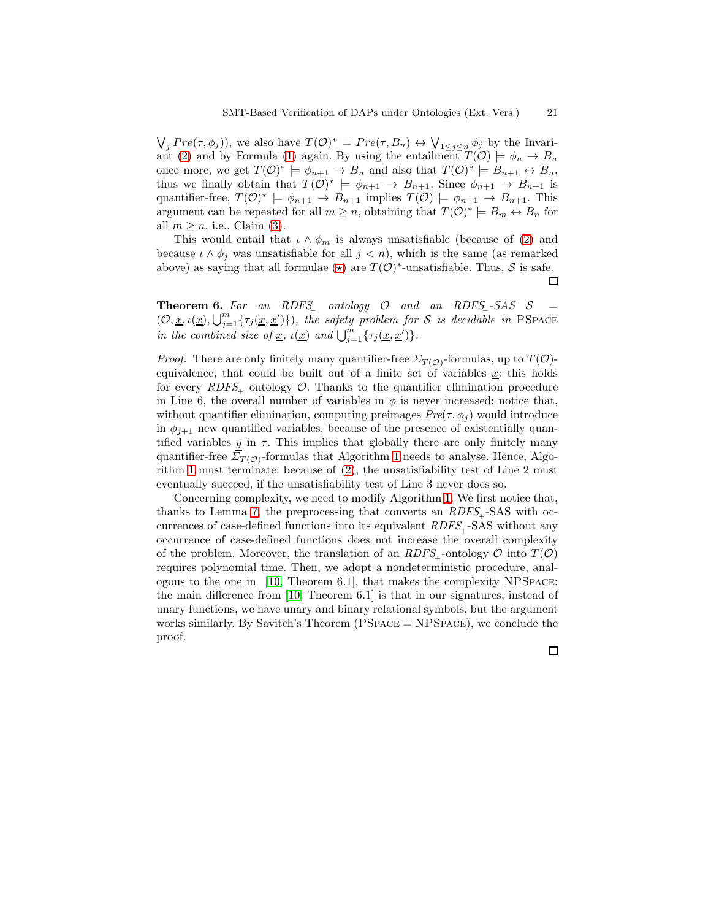$\bigvee_j Pre(\tau, \phi_j)$), we also have $T(\mathcal{O})^* \models Pre(\tau, B_n) \leftrightarrow \bigvee_{1 \leq j \leq n} \phi_j$ by the Invariant (2) and by Formula (1) again. By using the entailment $T(\mathcal{O}) \models \phi_n \rightarrow B_n$ once more, we get $T(\mathcal{O})^* \models \phi_{n+1} \rightarrow B_n$ and also that $T(\mathcal{O})^* \models B_{n+1} \leftrightarrow B_n$, thus we finally obtain that $T(\mathcal{O})^* \models \phi_{n+1} \rightarrow B_{n+1}$. Since $\phi_{n+1} \rightarrow B_{n+1}$ is quantifier-free, $T(\mathcal{O})^* \models \phi_{n+1} \rightarrow B_{n+1}$ implies $T(\mathcal{O}) \models \phi_{n+1} \rightarrow B_{n+1}$. This argument can be repeated for all $m \geq n$, obtaining that $T(\mathcal{O})^* \models B_m \leftrightarrow B_n$ for all $m \geq n$, i.e., Claim (3).

This would entail that $\iota \wedge \phi_m$ is always unsatisfiable (because of (2) and because $\iota \wedge \phi_j$ was unsatisfiable for all $j < n$), which is the same (as remarked above) as saying that all formulae ($\star$) are $T(\mathcal{O})^*$-unsatisfiable. Thus, $\mathcal{S}$ is safe. □

**Theorem 6.** *For an $RDFS_+$ ontology $\mathcal{O}$ and an $RDFS_+$-SAS $\mathcal{S} = (\mathcal{O}, \underline{x}, \iota(\underline{x}), \bigcup_{j=1}^{m}\{\tau_j(\underline{x}, \underline{x}')\})$, the safety problem for $\mathcal{S}$ is decidable in* PSPACE *in the combined size of $\underline{x}$, $\iota(\underline{x})$ and $\bigcup_{j=1}^{m}\{\tau_j(\underline{x}, \underline{x}')\}$.*

*Proof.* There are only finitely many quantifier-free $\Sigma_{T(\mathcal{O})}$-formulas, up to $T(\mathcal{O})$-equivalence, that could be built out of a finite set of variables $\underline{x}$: this holds for every $RDFS_+$ ontology $\mathcal{O}$. Thanks to the quantifier elimination procedure in Line 6, the overall number of variables in $\phi$ is never increased: notice that, without quantifier elimination, computing preimages $Pre(\tau, \phi_j)$ would introduce in $\phi_{j+1}$ new quantified variables, because of the presence of existentially quantified variables $\underline{y}$ in $\tau$. This implies that globally there are only finitely many quantifier-free $\Sigma_{T(\mathcal{O})}$-formulas that Algorithm 1 needs to analyse. Hence, Algorithm 1 must terminate: because of (2), the unsatisfiability test of Line 2 must eventually succeed, if the unsatisfiability test of Line 3 never does so.

Concerning complexity, we need to modify Algorithm 1. We first notice that, thanks to Lemma 7, the preprocessing that converts an $RDFS_+$-SAS with occurrences of case-defined functions into its equivalent $RDFS_+$-SAS without any occurrence of case-defined functions does not increase the overall complexity of the problem. Moreover, the translation of an $RDFS_+$-ontology $\mathcal{O}$ into $T(\mathcal{O})$ requires polynomial time. Then, we adopt a nondeterministic procedure, analogous to the one in [10, Theorem 6.1], that makes the complexity NPSPACE: the main difference from [10, Theorem 6.1] is that in our signatures, instead of unary functions, we have unary and binary relational symbols, but the argument works similarly. By Savitch's Theorem (PSPACE = NPSPACE), we conclude the proof. □